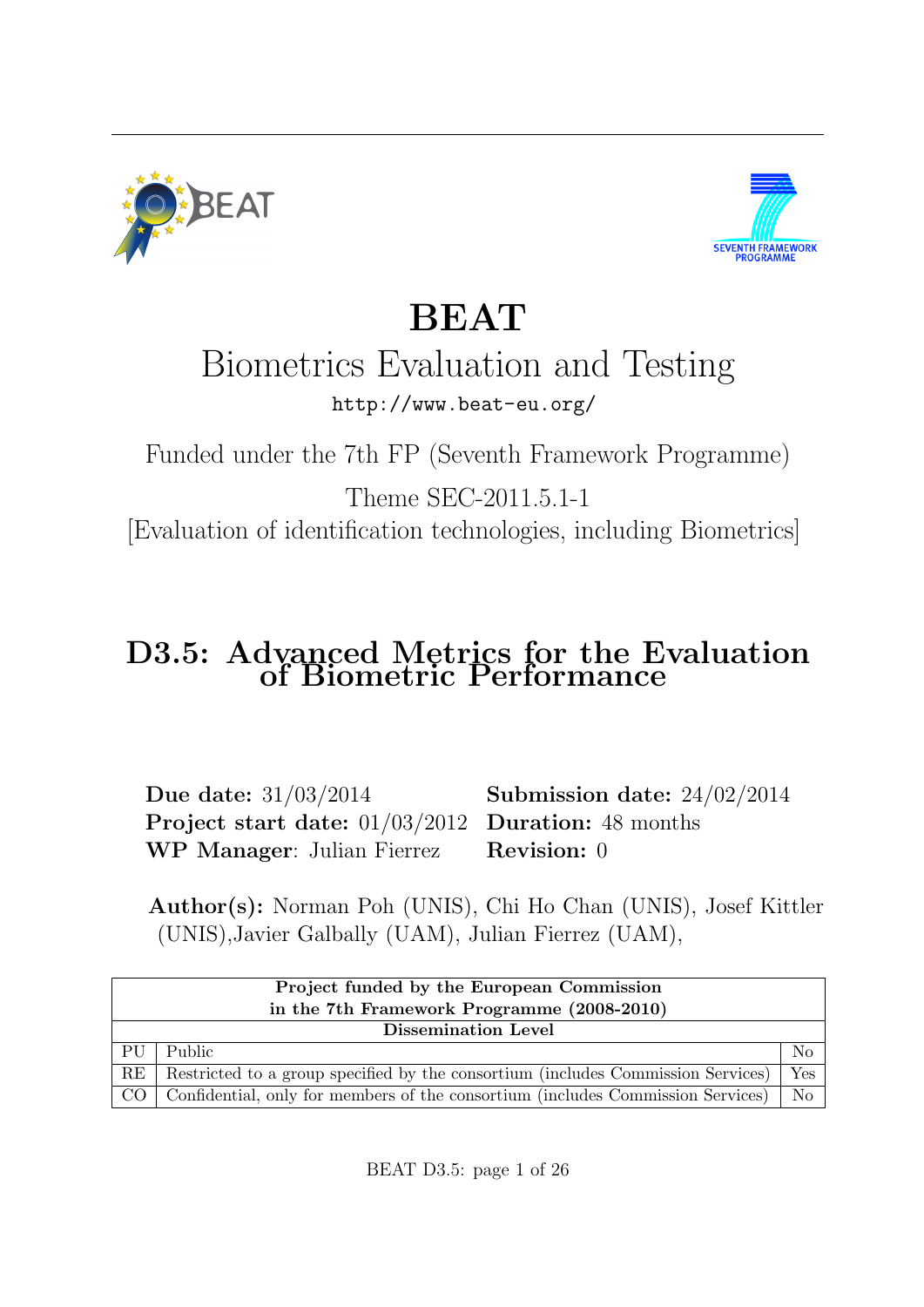# BEAT

## Biometrics Evaluation and Testing

http://www.beat-eu.org/

Funded under the 7th FP (Seventh Framework Programme)

Theme SEC-2011.5.1-1

[Evaluation of identification technologies, including Biometrics]

# D3.5: Advanced Metrics for the Evaluation of Biometric Performance

**Due date:** 31/03/2014 **Submission date:** 24/02/2014
**Project start date:** 01/03/2012 **Duration:** 48 months
**WP Manager**: Julian Fierrez **Revision:** 0

**Author(s):** Norman Poh (UNIS), Chi Ho Chan (UNIS), Josef Kittler (UNIS),Javier Galbally (UAM), Julian Fierrez (UAM),

| Project funded by the European Commission in the 7th Framework Programme (2008-2010) | | |
|---|---|---|
| **Dissemination Level** | | |
| PU | Public | No |
| RE | Restricted to a group specified by the consortium (includes Commission Services) | Yes |
| CO | Confidential, only for members of the consortium (includes Commission Services) | No |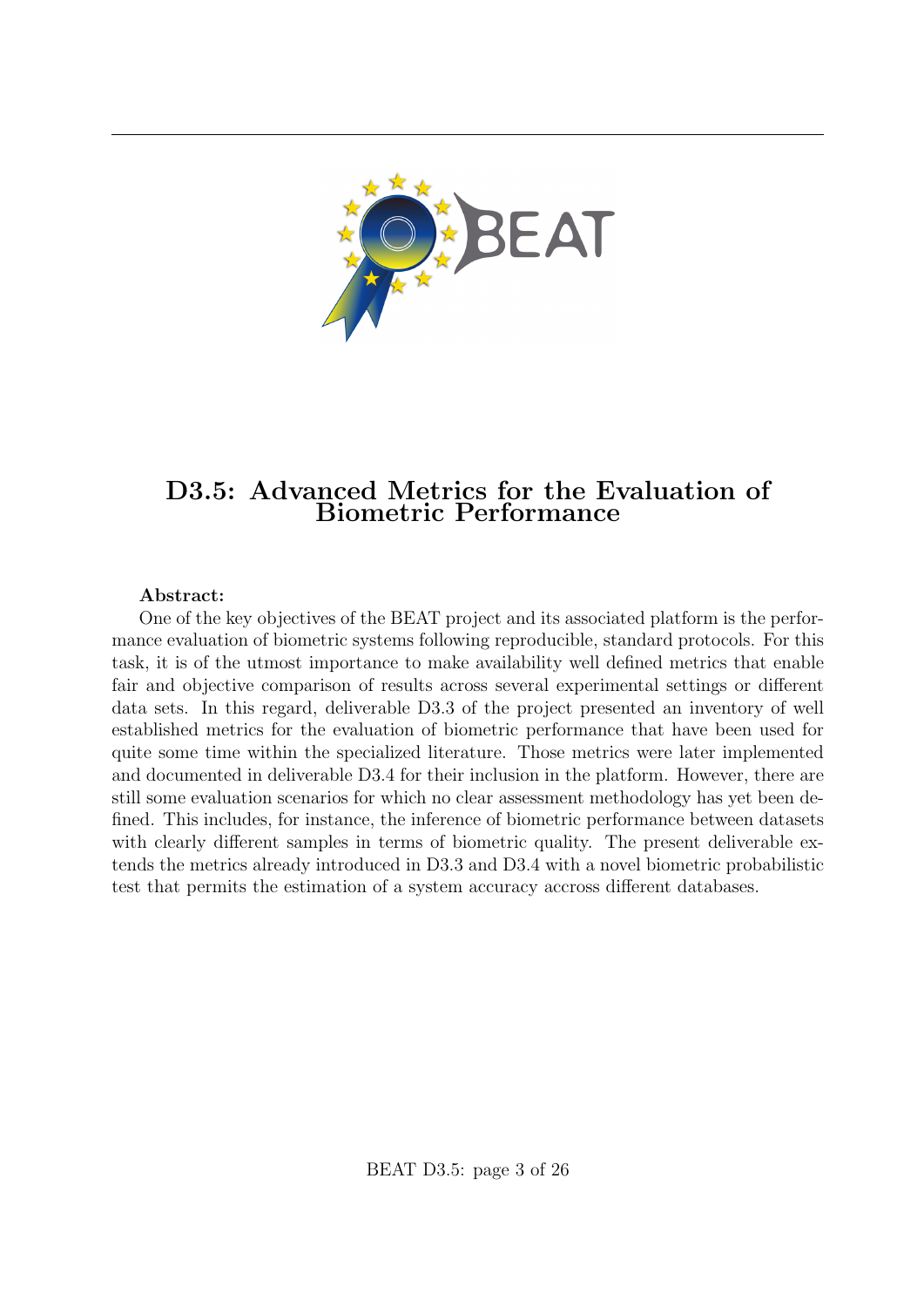# D3.5: Advanced Metrics for the Evaluation of Biometric Performance

**Abstract:**

One of the key objectives of the BEAT project and its associated platform is the performance evaluation of biometric systems following reproducible, standard protocols. For this task, it is of the utmost importance to make availability well defined metrics that enable fair and objective comparison of results across several experimental settings or different data sets. In this regard, deliverable D3.3 of the project presented an inventory of well established metrics for the evaluation of biometric performance that have been used for quite some time within the specialized literature. Those metrics were later implemented and documented in deliverable D3.4 for their inclusion in the platform. However, there are still some evaluation scenarios for which no clear assessment methodology has yet been defined. This includes, for instance, the inference of biometric performance between datasets with clearly different samples in terms of biometric quality. The present deliverable extends the metrics already introduced in D3.3 and D3.4 with a novel biometric probabilistic test that permits the estimation of a system accuracy accross different databases.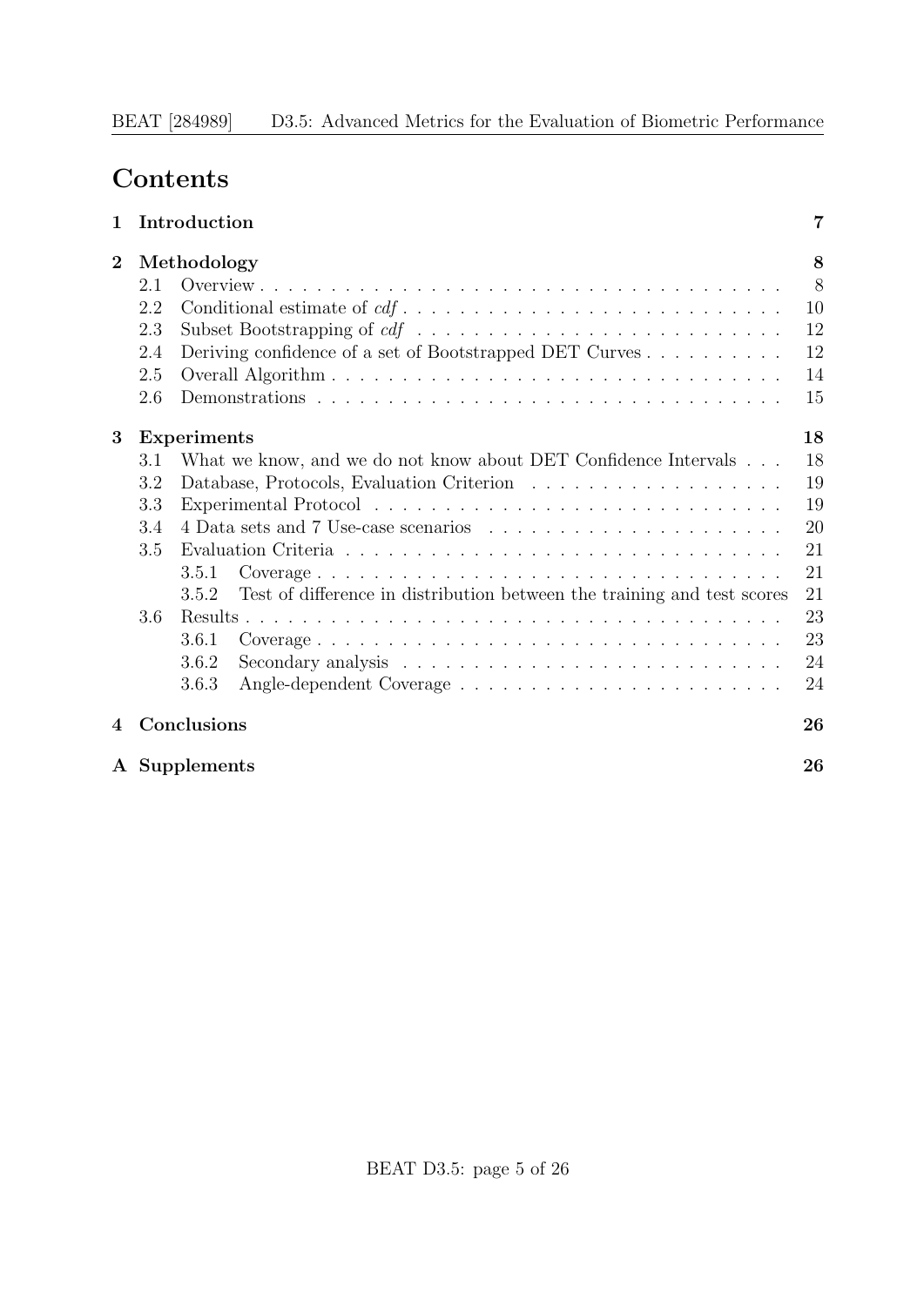# Contents

**1 Introduction** — 7

**2 Methodology** — 8

- 2.1 Overview — 8
- 2.2 Conditional estimate of *cdf* — 10
- 2.3 Subset Bootstrapping of *cdf* — 12
- 2.4 Deriving confidence of a set of Bootstrapped DET Curves — 12
- 2.5 Overall Algorithm — 14
- 2.6 Demonstrations — 15

**3 Experiments** — 18

- 3.1 What we know, and we do not know about DET Confidence Intervals — 18
- 3.2 Database, Protocols, Evaluation Criterion — 19
- 3.3 Experimental Protocol — 19
- 3.4 4 Data sets and 7 Use-case scenarios — 20
- 3.5 Evaluation Criteria — 21
  - 3.5.1 Coverage — 21
  - 3.5.2 Test of difference in distribution between the training and test scores — 21
- 3.6 Results — 23
  - 3.6.1 Coverage — 23
  - 3.6.2 Secondary analysis — 24
  - 3.6.3 Angle-dependent Coverage — 24

**4 Conclusions** — 26

**A Supplements** — 26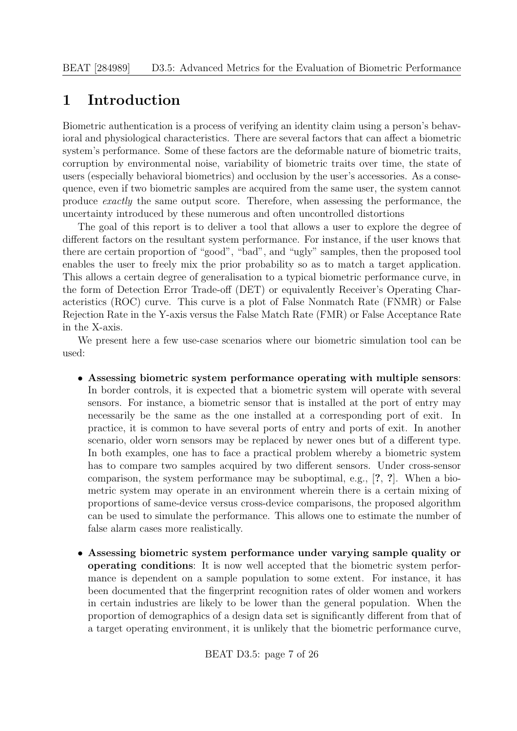# 1 Introduction

Biometric authentication is a process of verifying an identity claim using a person's behavioral and physiological characteristics. There are several factors that can affect a biometric system's performance. Some of these factors are the deformable nature of biometric traits, corruption by environmental noise, variability of biometric traits over time, the state of users (especially behavioral biometrics) and occlusion by the user's accessories. As a consequence, even if two biometric samples are acquired from the same user, the system cannot produce *exactly* the same output score. Therefore, when assessing the performance, the uncertainty introduced by these numerous and often uncontrolled distortions

The goal of this report is to deliver a tool that allows a user to explore the degree of different factors on the resultant system performance. For instance, if the user knows that there are certain proportion of "good", "bad", and "ugly" samples, then the proposed tool enables the user to freely mix the prior probability so as to match a target application. This allows a certain degree of generalisation to a typical biometric performance curve, in the form of Detection Error Trade-off (DET) or equivalently Receiver's Operating Characteristics (ROC) curve. This curve is a plot of False Nonmatch Rate (FNMR) or False Rejection Rate in the Y-axis versus the False Match Rate (FMR) or False Acceptance Rate in the X-axis.

We present here a few use-case scenarios where our biometric simulation tool can be used:

- **Assessing biometric system performance operating with multiple sensors**: In border controls, it is expected that a biometric system will operate with several sensors. For instance, a biometric sensor that is installed at the port of entry may necessarily be the same as the one installed at a corresponding port of exit. In practice, it is common to have several ports of entry and ports of exit. In another scenario, older worn sensors may be replaced by newer ones but of a different type. In both examples, one has to face a practical problem whereby a biometric system has to compare two samples acquired by two different sensors. Under cross-sensor comparison, the system performance may be suboptimal, e.g., [**?**, **?**]. When a biometric system may operate in an environment wherein there is a certain mixing of proportions of same-device versus cross-device comparisons, the proposed algorithm can be used to simulate the performance. This allows one to estimate the number of false alarm cases more realistically.

- **Assessing biometric system performance under varying sample quality or operating conditions**: It is now well accepted that the biometric system performance is dependent on a sample population to some extent. For instance, it has been documented that the fingerprint recognition rates of older women and workers in certain industries are likely to be lower than the general population. When the proportion of demographics of a design data set is significantly different from that of a target operating environment, it is unlikely that the biometric performance curve,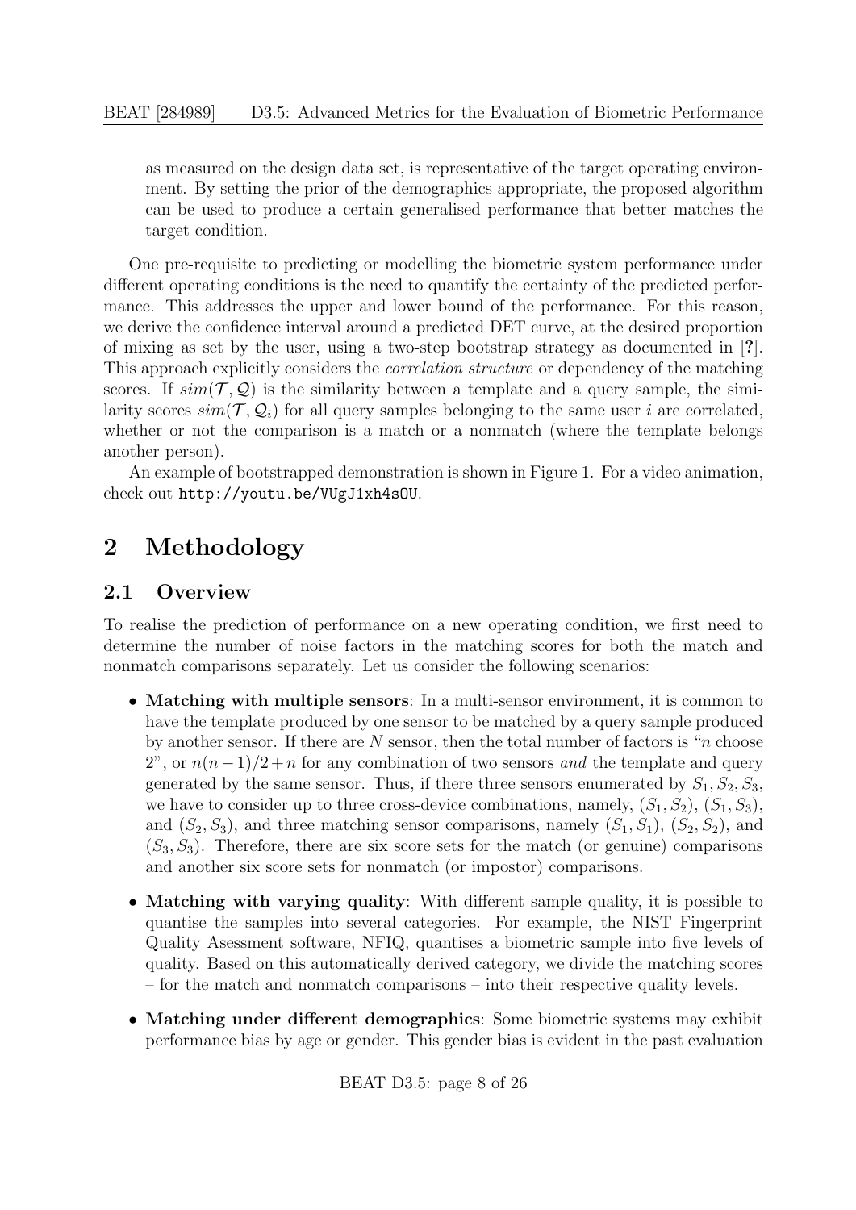as measured on the design data set, is representative of the target operating environment. By setting the prior of the demographics appropriate, the proposed algorithm can be used to produce a certain generalised performance that better matches the target condition.

One pre-requisite to predicting or modelling the biometric system performance under different operating conditions is the need to quantify the certainty of the predicted performance. This addresses the upper and lower bound of the performance. For this reason, we derive the confidence interval around a predicted DET curve, at the desired proportion of mixing as set by the user, using a two-step bootstrap strategy as documented in [**?**]. This approach explicitly considers the *correlation structure* or dependency of the matching scores. If $sim(\mathcal{T}, \mathcal{Q})$ is the similarity between a template and a query sample, the similarity scores $sim(\mathcal{T}, \mathcal{Q}_i)$ for all query samples belonging to the same user $i$ are correlated, whether or not the comparison is a match or a nonmatch (where the template belongs another person).

An example of bootstrapped demonstration is shown in Figure 1. For a video animation, check out `http://youtu.be/VUgJ1xh4sOU`.

# 2 Methodology

## 2.1 Overview

To realise the prediction of performance on a new operating condition, we first need to determine the number of noise factors in the matching scores for both the match and nonmatch comparisons separately. Let us consider the following scenarios:

- **Matching with multiple sensors**: In a multi-sensor environment, it is common to have the template produced by one sensor to be matched by a query sample produced by another sensor. If there are $N$ sensor, then the total number of factors is "$n$ choose 2", or $n(n-1)/2+n$ for any combination of two sensors *and* the template and query generated by the same sensor. Thus, if there three sensors enumerated by $S_1, S_2, S_3$, we have to consider up to three cross-device combinations, namely, $(S_1, S_2)$, $(S_1, S_3)$, and $(S_2, S_3)$, and three matching sensor comparisons, namely $(S_1, S_1)$, $(S_2, S_2)$, and $(S_3, S_3)$. Therefore, there are six score sets for the match (or genuine) comparisons and another six score sets for nonmatch (or impostor) comparisons.
- **Matching with varying quality**: With different sample quality, it is possible to quantise the samples into several categories. For example, the NIST Fingerprint Quality Asessment software, NFIQ, quantises a biometric sample into five levels of quality. Based on this automatically derived category, we divide the matching scores – for the match and nonmatch comparisons – into their respective quality levels.
- **Matching under different demographics**: Some biometric systems may exhibit performance bias by age or gender. This gender bias is evident in the past evaluation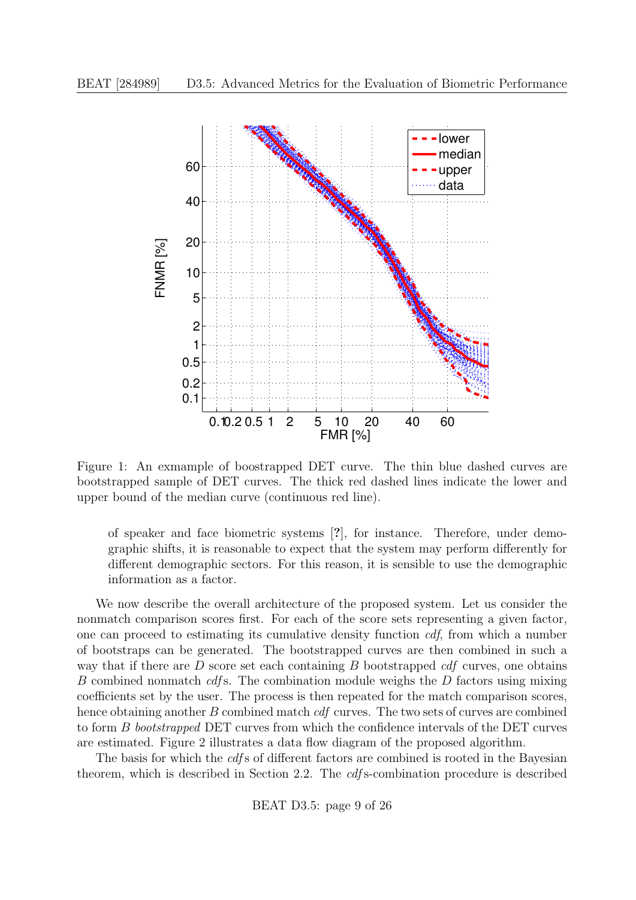Figure 1: An exmample of boostrapped DET curve. The thin blue dashed curves are bootstrapped sample of DET curves. The thick red dashed lines indicate the lower and upper bound of the median curve (continuous red line).

of speaker and face biometric systems [?], for instance. Therefore, under demographic shifts, it is reasonable to expect that the system may perform differently for different demographic sectors. For this reason, it is sensible to use the demographic information as a factor.

We now describe the overall architecture of the proposed system. Let us consider the nonmatch comparison scores first. For each of the score sets representing a given factor, one can proceed to estimating its cumulative density function *cdf*, from which a number of bootstraps can be generated. The bootstrapped curves are then combined in such a way that if there are $D$ score set each containing $B$ bootstrapped *cdf* curves, one obtains $B$ combined nonmatch *cdf*s. The combination module weighs the $D$ factors using mixing coefficients set by the user. The process is then repeated for the match comparison scores, hence obtaining another $B$ combined match *cdf* curves. The two sets of curves are combined to form $B$ *bootstrapped* DET curves from which the confidence intervals of the DET curves are estimated. Figure 2 illustrates a data flow diagram of the proposed algorithm.

The basis for which the *cdf*s of different factors are combined is rooted in the Bayesian theorem, which is described in Section 2.2. The *cdf*s-combination procedure is described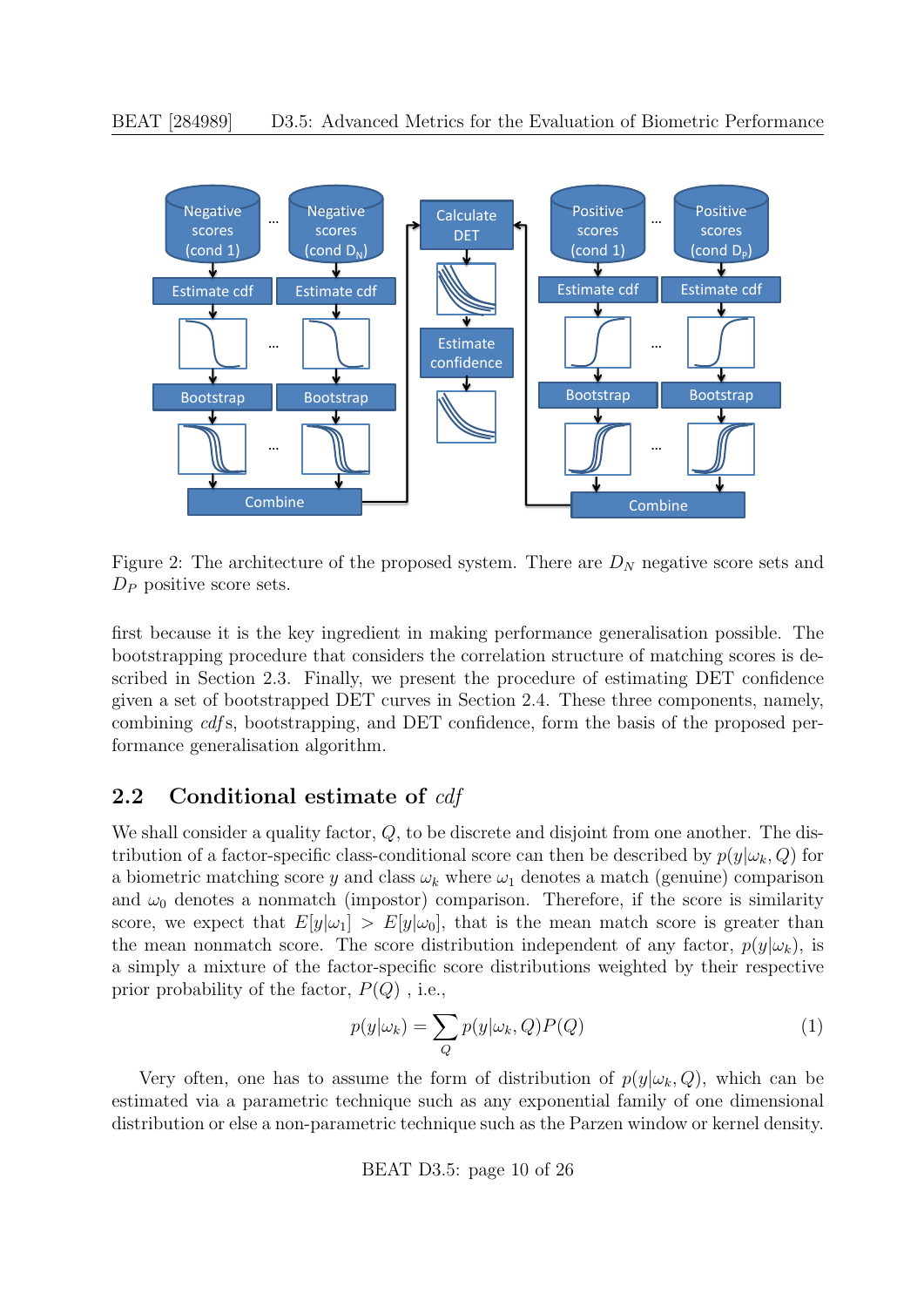Figure 2: The architecture of the proposed system. There are $D_N$ negative score sets and $D_P$ positive score sets.

first because it is the key ingredient in making performance generalisation possible. The bootstrapping procedure that considers the correlation structure of matching scores is described in Section 2.3. Finally, we present the procedure of estimating DET confidence given a set of bootstrapped DET curves in Section 2.4. These three components, namely, combining *cdf*s, bootstrapping, and DET confidence, form the basis of the proposed performance generalisation algorithm.

## 2.2 Conditional estimate of *cdf*

We shall consider a quality factor, $Q$, to be discrete and disjoint from one another. The distribution of a factor-specific class-conditional score can then be described by $p(y|\omega_k, Q)$ for a biometric matching score $y$ and class $\omega_k$ where $\omega_1$ denotes a match (genuine) comparison and $\omega_0$ denotes a nonmatch (impostor) comparison. Therefore, if the score is similarity score, we expect that $E[y|\omega_1] > E[y|\omega_0]$, that is the mean match score is greater than the mean nonmatch score. The score distribution independent of any factor, $p(y|\omega_k)$, is a simply a mixture of the factor-specific score distributions weighted by their respective prior probability of the factor, $P(Q)$ , i.e.,

$$p(y|\omega_k) = \sum_Q p(y|\omega_k, Q)P(Q) \tag{1}$$

Very often, one has to assume the form of distribution of $p(y|\omega_k, Q)$, which can be estimated via a parametric technique such as any exponential family of one dimensional distribution or else a non-parametric technique such as the Parzen window or kernel density.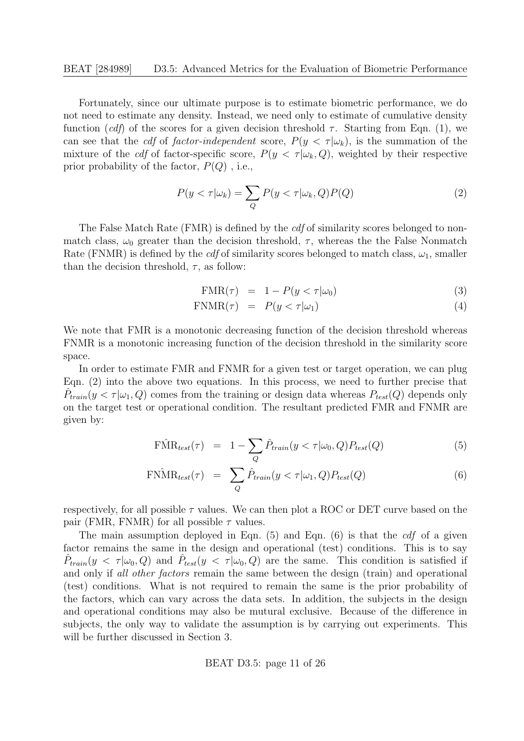Fortunately, since our ultimate purpose is to estimate biometric performance, we do not need to estimate any density. Instead, we need only to estimate of cumulative density function (*cdf*) of the scores for a given decision threshold $\tau$. Starting from Eqn. (1), we can see that the *cdf* of *factor-independent* score, $P(y < \tau|\omega_k)$, is the summation of the mixture of the *cdf* of factor-specific score, $P(y < \tau|\omega_k, Q)$, weighted by their respective prior probability of the factor, $P(Q)$ , i.e.,

$$P(y < \tau|\omega_k) = \sum_{Q} P(y < \tau|\omega_k, Q)P(Q) \tag{2}$$

The False Match Rate (FMR) is defined by the *cdf* of similarity scores belonged to non-match class, $\omega_0$ greater than the decision threshold, $\tau$, whereas the the False Nonmatch Rate (FNMR) is defined by the *cdf* of similarity scores belonged to match class, $\omega_1$, smaller than the decision threshold, $\tau$, as follow:

$$\text{FMR}(\tau) \;=\; 1 - P(y < \tau|\omega_0) \tag{3}$$

$$\text{FNMR}(\tau) \;=\; P(y < \tau|\omega_1) \tag{4}$$

We note that FMR is a monotonic decreasing function of the decision threshold whereas FNMR is a monotonic increasing function of the decision threshold in the similarity score space.

In order to estimate FMR and FNMR for a given test or target operation, we can plug Eqn. (2) into the above two equations. In this process, we need to further precise that $\hat{P}_{train}(y < \tau|\omega_1, Q)$ comes from the training or design data whereas $P_{test}(Q)$ depends only on the target test or operational condition. The resultant predicted FMR and FNMR are given by:

$$\hat{\text{FMR}}_{test}(\tau) \;=\; 1 - \sum_{Q} \hat{P}_{train}(y < \tau|\omega_0, Q)P_{test}(Q) \tag{5}$$

$$\hat{\text{FNMR}}_{test}(\tau) \;=\; \sum_{Q} \hat{P}_{train}(y < \tau|\omega_1, Q)P_{test}(Q) \tag{6}$$

respectively, for all possible $\tau$ values. We can then plot a ROC or DET curve based on the pair (FMR, FNMR) for all possible $\tau$ values.

The main assumption deployed in Eqn. (5) and Eqn. (6) is that the *cdf* of a given factor remains the same in the design and operational (test) conditions. This is to say $\hat{P}_{train}(y < \tau|\omega_0, Q)$ and $\hat{P}_{test}(y < \tau|\omega_0, Q)$ are the same. This condition is satisfied if and only if *all other factors* remain the same between the design (train) and operational (test) conditions. What is not required to remain the same is the prior probability of the factors, which can vary across the data sets. In addition, the subjects in the design and operational conditions may also be mutural exclusive. Because of the difference in subjects, the only way to validate the assumption is by carrying out experiments. This will be further discussed in Section 3.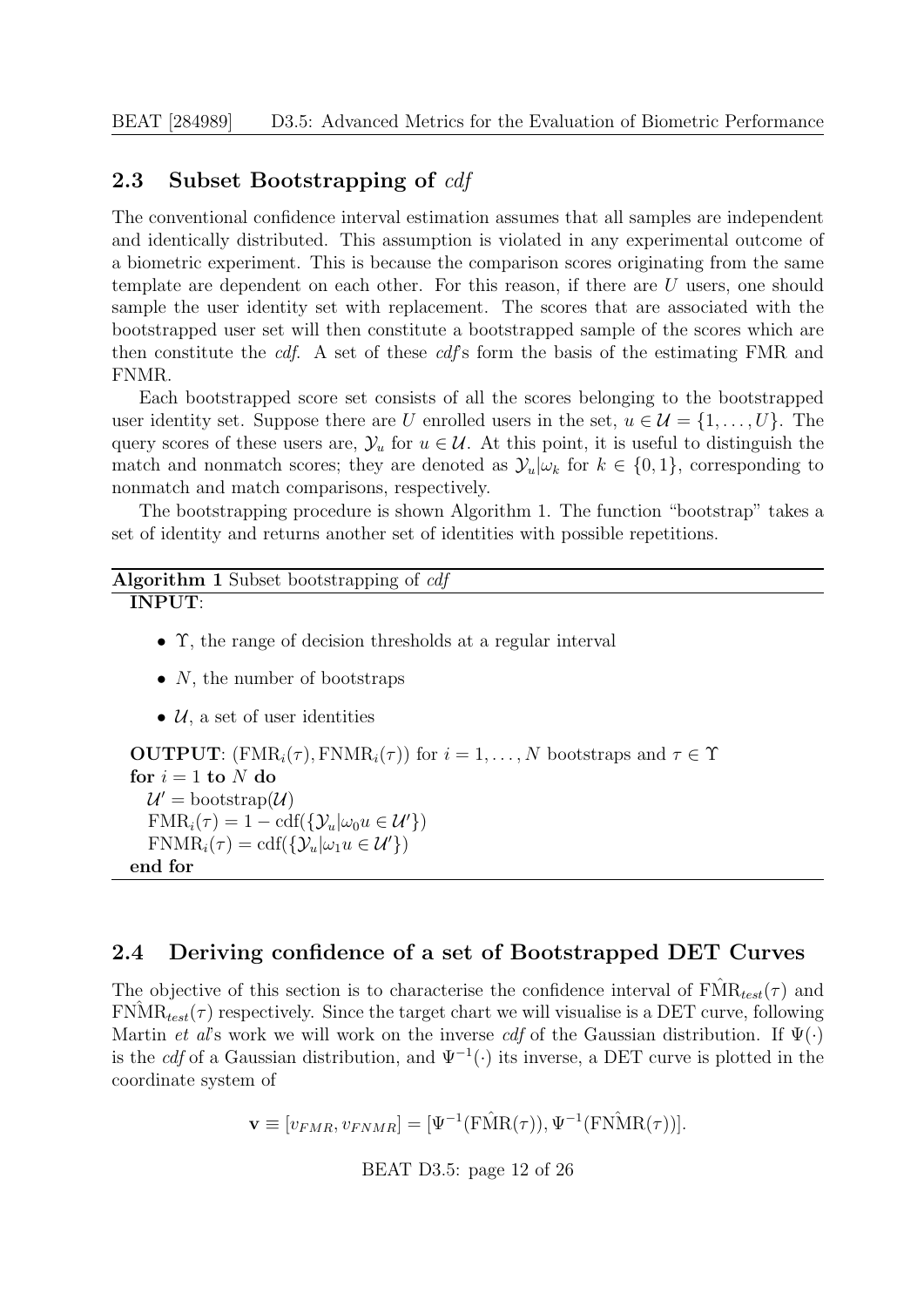## 2.3 Subset Bootstrapping of *cdf*

The conventional confidence interval estimation assumes that all samples are independent and identically distributed. This assumption is violated in any experimental outcome of a biometric experiment. This is because the comparison scores originating from the same template are dependent on each other. For this reason, if there are $U$ users, one should sample the user identity set with replacement. The scores that are associated with the bootstrapped user set will then constitute a bootstrapped sample of the scores which are then constitute the *cdf*. A set of these *cdf*'s form the basis of the estimating FMR and FNMR.

Each bootstrapped score set consists of all the scores belonging to the bootstrapped user identity set. Suppose there are $U$ enrolled users in the set, $u \in \mathcal{U} = \{1, \ldots, U\}$. The query scores of these users are, $\mathcal{Y}_u$ for $u \in \mathcal{U}$. At this point, it is useful to distinguish the match and nonmatch scores; they are denoted as $\mathcal{Y}_u|\omega_k$ for $k \in \{0, 1\}$, corresponding to nonmatch and match comparisons, respectively.

The bootstrapping procedure is shown Algorithm 1. The function "bootstrap" takes a set of identity and returns another set of identities with possible repetitions.

**Algorithm 1** Subset bootstrapping of *cdf*

**INPUT**:

- $\Upsilon$, the range of decision thresholds at a regular interval
- $N$, the number of bootstraps
- $\mathcal{U}$, a set of user identities

**OUTPUT**: $(\text{FMR}_i(\tau), \text{FNMR}_i(\tau))$ for $i = 1, \ldots, N$ bootstraps and $\tau \in \Upsilon$

**for** $i = 1$ **to** $N$ **do**
  $\mathcal{U}' = \text{bootstrap}(\mathcal{U})$
  $\text{FMR}_i(\tau) = 1 - \text{cdf}(\{\mathcal{Y}_u|\omega_0 u \in \mathcal{U}'\})$
  $\text{FNMR}_i(\tau) = \text{cdf}(\{\mathcal{Y}_u|\omega_1 u \in \mathcal{U}'\})$
**end for**

## 2.4 Deriving confidence of a set of Bootstrapped DET Curves

The objective of this section is to characterise the confidence interval of $\hat{\text{FMR}}_{test}(\tau)$ and $\hat{\text{FNMR}}_{test}(\tau)$ respectively. Since the target chart we will visualise is a DET curve, following Martin *et al*'s work we will work on the inverse *cdf* of the Gaussian distribution. If $\Psi(\cdot)$ is the *cdf* of a Gaussian distribution, and $\Psi^{-1}(\cdot)$ its inverse, a DET curve is plotted in the coordinate system of

$$\mathbf{v} \equiv [v_{FMR}, v_{FNMR}] = [\Psi^{-1}(\hat{\text{FMR}}(\tau)), \Psi^{-1}(\hat{\text{FNMR}}(\tau))].$$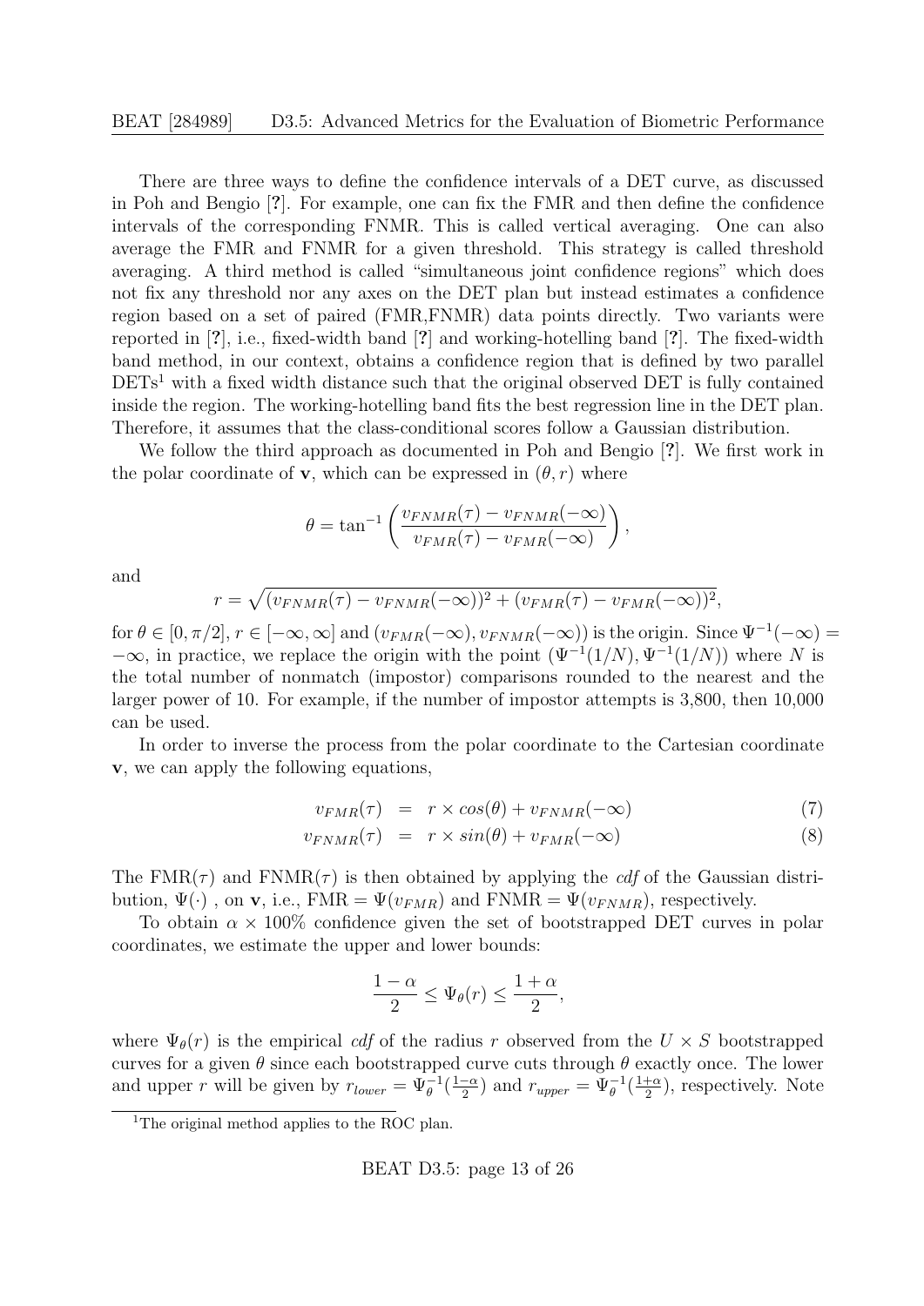There are three ways to define the confidence intervals of a DET curve, as discussed in Poh and Bengio [?]. For example, one can fix the FMR and then define the confidence intervals of the corresponding FNMR. This is called vertical averaging. One can also average the FMR and FNMR for a given threshold. This strategy is called threshold averaging. A third method is called "simultaneous joint confidence regions" which does not fix any threshold nor any axes on the DET plan but instead estimates a confidence region based on a set of paired (FMR,FNMR) data points directly. Two variants were reported in [?], i.e., fixed-width band [?] and working-hotelling band [?]. The fixed-width band method, in our context, obtains a confidence region that is defined by two parallel DETs[1] with a fixed width distance such that the original observed DET is fully contained inside the region. The working-hotelling band fits the best regression line in the DET plan. Therefore, it assumes that the class-conditional scores follow a Gaussian distribution.

We follow the third approach as documented in Poh and Bengio [?]. We first work in the polar coordinate of $\mathbf{v}$, which can be expressed in $(\theta, r)$ where

$$\theta = \tan^{-1}\left(\frac{v_{FNMR}(\tau) - v_{FNMR}(-\infty)}{v_{FMR}(\tau) - v_{FMR}(-\infty)}\right),$$

and

$$r = \sqrt{(v_{FNMR}(\tau) - v_{FNMR}(-\infty))^2 + (v_{FMR}(\tau) - v_{FMR}(-\infty))^2},$$

for $\theta \in [0, \pi/2]$, $r \in [-\infty, \infty]$ and $(v_{FMR}(-\infty), v_{FNMR}(-\infty))$ is the origin. Since $\Psi^{-1}(-\infty) = -\infty$, in practice, we replace the origin with the point $(\Psi^{-1}(1/N), \Psi^{-1}(1/N))$ where $N$ is the total number of nonmatch (impostor) comparisons rounded to the nearest and the larger power of 10. For example, if the number of impostor attempts is 3,800, then 10,000 can be used.

In order to inverse the process from the polar coordinate to the Cartesian coordinate $\mathbf{v}$, we can apply the following equations,

$$v_{FMR}(\tau) = r \times cos(\theta) + v_{FNMR}(-\infty) \quad (7)$$

$$v_{FNMR}(\tau) = r \times sin(\theta) + v_{FMR}(-\infty) \quad (8)$$

The $\text{FMR}(\tau)$ and $\text{FNMR}(\tau)$ is then obtained by applying the *cdf* of the Gaussian distribution, $\Psi(\cdot)$ , on $\mathbf{v}$, i.e., $\text{FMR} = \Psi(v_{FMR})$ and $\text{FNMR} = \Psi(v_{FNMR})$, respectively.

To obtain $\alpha \times 100\%$ confidence given the set of bootstrapped DET curves in polar coordinates, we estimate the upper and lower bounds:

$$\frac{1-\alpha}{2} \leq \Psi_\theta(r) \leq \frac{1+\alpha}{2},$$

where $\Psi_\theta(r)$ is the empirical *cdf* of the radius $r$ observed from the $U \times S$ bootstrapped curves for a given $\theta$ since each bootstrapped curve cuts through $\theta$ exactly once. The lower and upper $r$ will be given by $r_{lower} = \Psi_\theta^{-1}(\frac{1-\alpha}{2})$ and $r_{upper} = \Psi_\theta^{-1}(\frac{1+\alpha}{2})$, respectively. Note

[1] The original method applies to the ROC plan.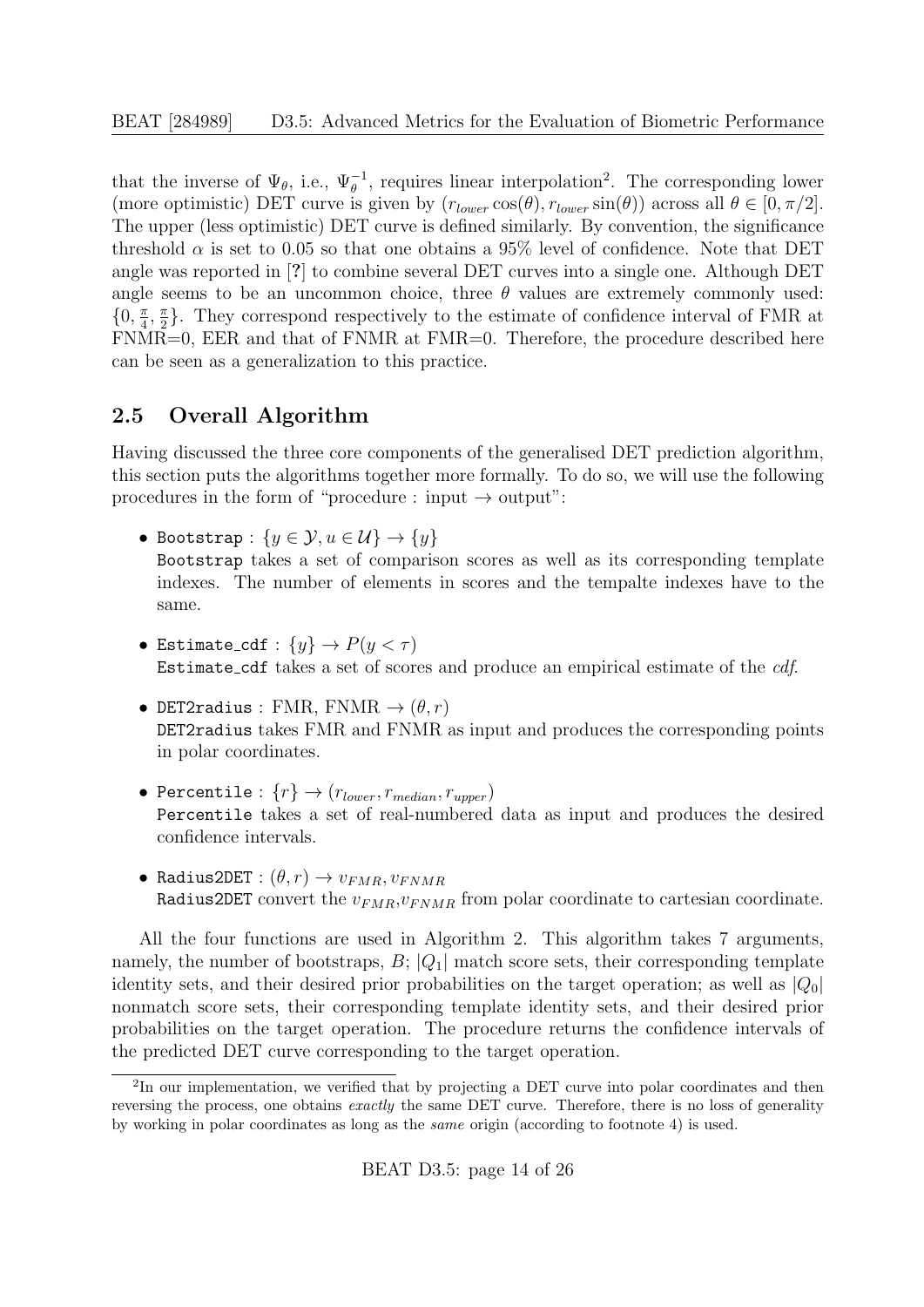that the inverse of $\Psi_\theta$, i.e., $\Psi_\theta^{-1}$, requires linear interpolation[2]. The corresponding lower (more optimistic) DET curve is given by $(r_{lower}\cos(\theta), r_{lower}\sin(\theta))$ across all $\theta \in [0, \pi/2]$. The upper (less optimistic) DET curve is defined similarly. By convention, the significance threshold $\alpha$ is set to 0.05 so that one obtains a 95% level of confidence. Note that DET angle was reported in [?] to combine several DET curves into a single one. Although DET angle seems to be an uncommon choice, three $\theta$ values are extremely commonly used: $\{0, \frac{\pi}{4}, \frac{\pi}{2}\}$. They correspond respectively to the estimate of confidence interval of FMR at FNMR=0, EER and that of FNMR at FMR=0. Therefore, the procedure described here can be seen as a generalization to this practice.

## 2.5 Overall Algorithm

Having discussed the three core components of the generalised DET prediction algorithm, this section puts the algorithms together more formally. To do so, we will use the following procedures in the form of "procedure : input → output":

- `Bootstrap` : $\{y \in \mathcal{Y}, u \in \mathcal{U}\} \rightarrow \{y\}$
  `Bootstrap` takes a set of comparison scores as well as its corresponding template indexes. The number of elements in scores and the tempalte indexes have to the same.
- `Estimate_cdf` : $\{y\} \rightarrow P(y < \tau)$
  `Estimate_cdf` takes a set of scores and produce an empirical estimate of the *cdf*.
- `DET2radius` : FMR, FNMR $\rightarrow (\theta, r)$
  `DET2radius` takes FMR and FNMR as input and produces the corresponding points in polar coordinates.
- `Percentile` : $\{r\} \rightarrow (r_{lower}, r_{median}, r_{upper})$
  `Percentile` takes a set of real-numbered data as input and produces the desired confidence intervals.
- `Radius2DET` : $(\theta, r) \rightarrow v_{FMR}, v_{FNMR}$
  `Radius2DET` convert the $v_{FMR}$,$v_{FNMR}$ from polar coordinate to cartesian coordinate.

All the four functions are used in Algorithm 2. This algorithm takes 7 arguments, namely, the number of bootstraps, $B$; $|Q_1|$ match score sets, their corresponding template identity sets, and their desired prior probabilities on the target operation; as well as $|Q_0|$ nonmatch score sets, their corresponding template identity sets, and their desired prior probabilities on the target operation. The procedure returns the confidence intervals of the predicted DET curve corresponding to the target operation.

[2]In our implementation, we verified that by projecting a DET curve into polar coordinates and then reversing the process, one obtains *exactly* the same DET curve. Therefore, there is no loss of generality by working in polar coordinates as long as the *same* origin (according to footnote 4) is used.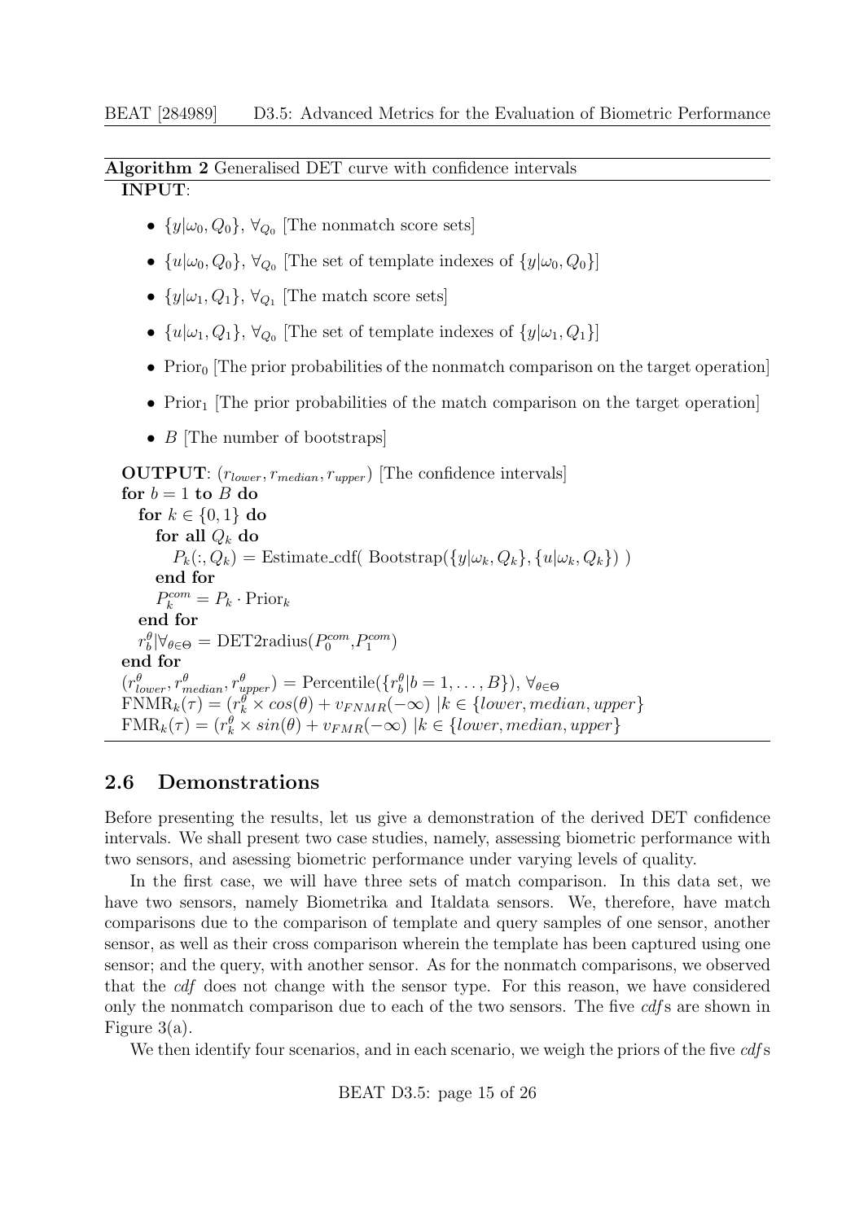**Algorithm 2** Generalised DET curve with confidence intervals

**INPUT**:

- $\{y|\omega_0, Q_0\}$, $\forall_{Q_0}$ [The nonmatch score sets]
- $\{u|\omega_0, Q_0\}$, $\forall_{Q_0}$ [The set of template indexes of $\{y|\omega_0, Q_0\}$]
- $\{y|\omega_1, Q_1\}$, $\forall_{Q_1}$ [The match score sets]
- $\{u|\omega_1, Q_1\}$, $\forall_{Q_0}$ [The set of template indexes of $\{y|\omega_1, Q_1\}$]
- $\text{Prior}_0$ [The prior probabilities of the nonmatch comparison on the target operation]
- $\text{Prior}_1$ [The prior probabilities of the match comparison on the target operation]
- $B$ [The number of bootstraps]

**OUTPUT**: $(r_{lower}, r_{median}, r_{upper})$ [The confidence intervals]

**for** $b = 1$ **to** $B$ **do**
  **for** $k \in \{0, 1\}$ **do**
    **for all** $Q_k$ **do**
      $P_k(:, Q_k) = \text{Estimate\_cdf}(\ \text{Bootstrap}(\{y|\omega_k, Q_k\}, \{u|\omega_k, Q_k\})\ )$
    **end for**
    $P_k^{com} = P_k \cdot \text{Prior}_k$
  **end for**
  $r_b^\theta|\forall_{\theta\in\Theta} = \text{DET2radius}(P_0^{com}, P_1^{com})$
**end for**
$(r_{lower}^\theta, r_{median}^\theta, r_{upper}^\theta) = \text{Percentile}(\{r_b^\theta|b = 1, \ldots, B\})$, $\forall_{\theta\in\Theta}$
$\text{FNMR}_k(\tau) = (r_k^\theta \times cos(\theta) + v_{FNMR}(-\infty)\ |k \in \{lower, median, upper\}$
$\text{FMR}_k(\tau) = (r_k^\theta \times sin(\theta) + v_{FMR}(-\infty)\ |k \in \{lower, median, upper\}$

## 2.6 Demonstrations

Before presenting the results, let us give a demonstration of the derived DET confidence intervals. We shall present two case studies, namely, assessing biometric performance with two sensors, and asessing biometric performance under varying levels of quality.

In the first case, we will have three sets of match comparison. In this data set, we have two sensors, namely Biometrika and Italdata sensors. We, therefore, have match comparisons due to the comparison of template and query samples of one sensor, another sensor, as well as their cross comparison wherein the template has been captured using one sensor; and the query, with another sensor. As for the nonmatch comparisons, we observed that the *cdf* does not change with the sensor type. For this reason, we have considered only the nonmatch comparison due to each of the two sensors. The five *cdf*s are shown in Figure 3(a).

We then identify four scenarios, and in each scenario, we weigh the priors of the five *cdf*s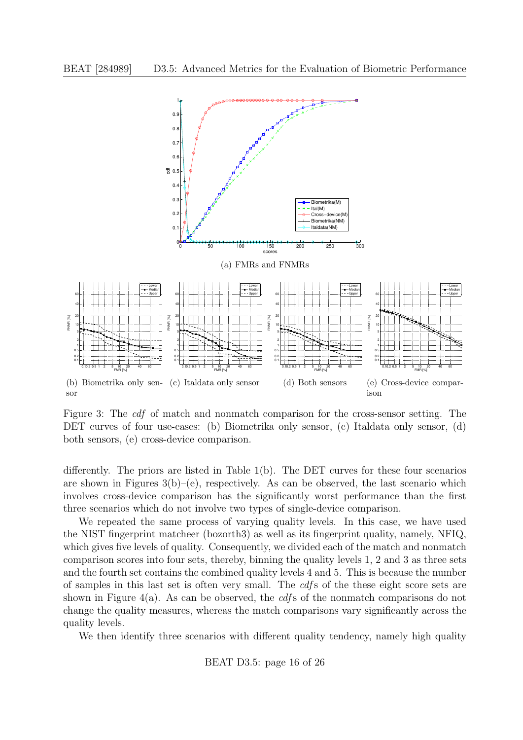(a) FMRs and FNMRs

(b) Biometrika only sensor (c) Italdata only sensor (d) Both sensors (e) Cross-device comparison

Figure 3: The *cdf* of match and nonmatch comparison for the cross-sensor setting. The DET curves of four use-cases: (b) Biometrika only sensor, (c) Italdata only sensor, (d) both sensors, (e) cross-device comparison.

differently. The priors are listed in Table 1(b). The DET curves for these four scenarios are shown in Figures 3(b)–(e), respectively. As can be observed, the last scenario which involves cross-device comparison has the significantly worst performance than the first three scenarios which do not involve two types of single-device comparison.

We repeated the same process of varying quality levels. In this case, we have used the NIST fingerprint matcheer (bozorth3) as well as its fingerprint quality, namely, NFIQ, which gives five levels of quality. Consequently, we divided each of the match and nonmatch comparison scores into four sets, thereby, binning the quality levels 1, 2 and 3 as three sets and the fourth set contains the combined quality levels 4 and 5. This is because the number of samples in this last set is often very small. The *cdf*s of the these eight score sets are shown in Figure 4(a). As can be observed, the *cdf*s of the nonmatch comparisons do not change the quality measures, whereas the match comparisons vary significantly across the quality levels.

We then identify three scenarios with different quality tendency, namely high quality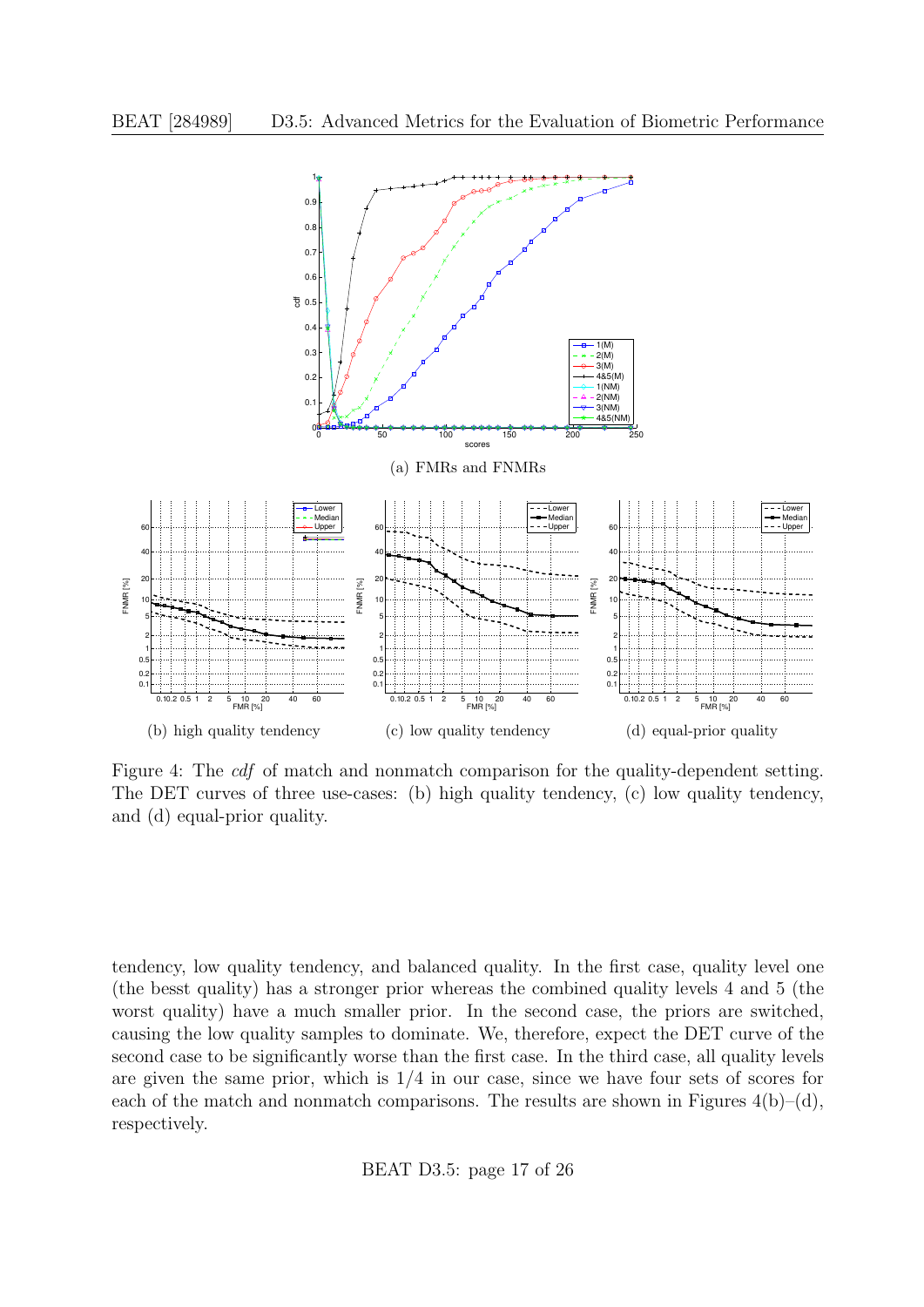Figure 4: The *cdf* of match and nonmatch comparison for the quality-dependent setting. The DET curves of three use-cases: (b) high quality tendency, (c) low quality tendency, and (d) equal-prior quality.

tendency, low quality tendency, and balanced quality. In the first case, quality level one (the besst quality) has a stronger prior whereas the combined quality levels 4 and 5 (the worst quality) have a much smaller prior. In the second case, the priors are switched, causing the low quality samples to dominate. We, therefore, expect the DET curve of the second case to be significantly worse than the first case. In the third case, all quality levels are given the same prior, which is 1/4 in our case, since we have four sets of scores for each of the match and nonmatch comparisons. The results are shown in Figures 4(b)–(d), respectively.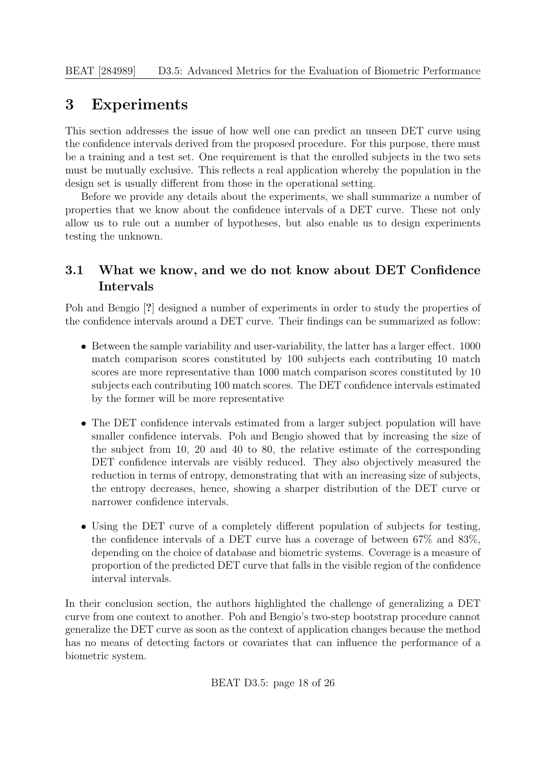# 3 Experiments

This section addresses the issue of how well one can predict an unseen DET curve using the confidence intervals derived from the proposed procedure. For this purpose, there must be a training and a test set. One requirement is that the enrolled subjects in the two sets must be mutually exclusive. This reflects a real application whereby the population in the design set is usually different from those in the operational setting.

Before we provide any details about the experiments, we shall summarize a number of properties that we know about the confidence intervals of a DET curve. These not only allow us to rule out a number of hypotheses, but also enable us to design experiments testing the unknown.

## 3.1 What we know, and we do not know about DET Confidence Intervals

Poh and Bengio [?] designed a number of experiments in order to study the properties of the confidence intervals around a DET curve. Their findings can be summarized as follow:

- Between the sample variability and user-variability, the latter has a larger effect. 1000 match comparison scores constituted by 100 subjects each contributing 10 match scores are more representative than 1000 match comparison scores constituted by 10 subjects each contributing 100 match scores. The DET confidence intervals estimated by the former will be more representative

- The DET confidence intervals estimated from a larger subject population will have smaller confidence intervals. Poh and Bengio showed that by increasing the size of the subject from 10, 20 and 40 to 80, the relative estimate of the corresponding DET confidence intervals are visibly reduced. They also objectively measured the reduction in terms of entropy, demonstrating that with an increasing size of subjects, the entropy decreases, hence, showing a sharper distribution of the DET curve or narrower confidence intervals.

- Using the DET curve of a completely different population of subjects for testing, the confidence intervals of a DET curve has a coverage of between 67% and 83%, depending on the choice of database and biometric systems. Coverage is a measure of proportion of the predicted DET curve that falls in the visible region of the confidence interval intervals.

In their conclusion section, the authors highlighted the challenge of generalizing a DET curve from one context to another. Poh and Bengio's two-step bootstrap procedure cannot generalize the DET curve as soon as the context of application changes because the method has no means of detecting factors or covariates that can influence the performance of a biometric system.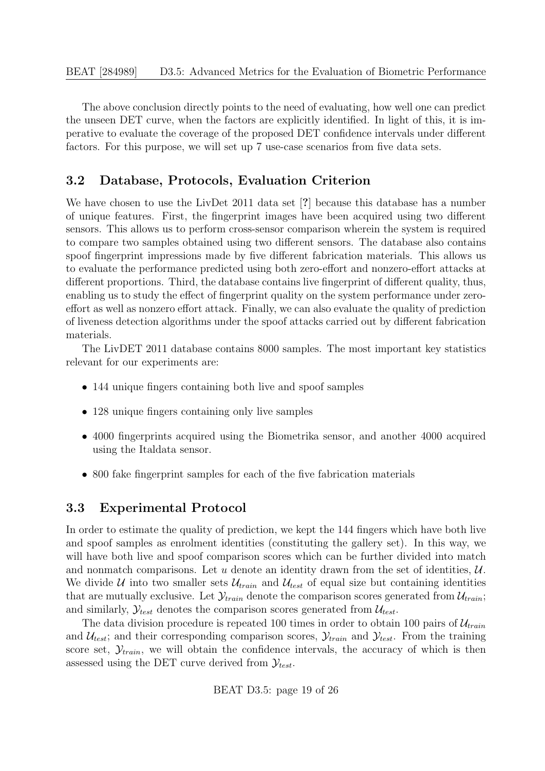The above conclusion directly points to the need of evaluating, how well one can predict the unseen DET curve, when the factors are explicitly identified. In light of this, it is imperative to evaluate the coverage of the proposed DET confidence intervals under different factors. For this purpose, we will set up 7 use-case scenarios from five data sets.

## 3.2 Database, Protocols, Evaluation Criterion

We have chosen to use the LivDet 2011 data set [?] because this database has a number of unique features. First, the fingerprint images have been acquired using two different sensors. This allows us to perform cross-sensor comparison wherein the system is required to compare two samples obtained using two different sensors. The database also contains spoof fingerprint impressions made by five different fabrication materials. This allows us to evaluate the performance predicted using both zero-effort and nonzero-effort attacks at different proportions. Third, the database contains live fingerprint of different quality, thus, enabling us to study the effect of fingerprint quality on the system performance under zero-effort as well as nonzero effort attack. Finally, we can also evaluate the quality of prediction of liveness detection algorithms under the spoof attacks carried out by different fabrication materials.

The LivDET 2011 database contains 8000 samples. The most important key statistics relevant for our experiments are:

- 144 unique fingers containing both live and spoof samples
- 128 unique fingers containing only live samples
- 4000 fingerprints acquired using the Biometrika sensor, and another 4000 acquired using the Italdata sensor.
- 800 fake fingerprint samples for each of the five fabrication materials

## 3.3 Experimental Protocol

In order to estimate the quality of prediction, we kept the 144 fingers which have both live and spoof samples as enrolment identities (constituting the gallery set). In this way, we will have both live and spoof comparison scores which can be further divided into match and nonmatch comparisons. Let $u$ denote an identity drawn from the set of identities, $\mathcal{U}$. We divide $\mathcal{U}$ into two smaller sets $\mathcal{U}_{train}$ and $\mathcal{U}_{test}$ of equal size but containing identities that are mutually exclusive. Let $\mathcal{Y}_{train}$ denote the comparison scores generated from $\mathcal{U}_{train}$; and similarly, $\mathcal{Y}_{test}$ denotes the comparison scores generated from $\mathcal{U}_{test}$.

The data division procedure is repeated 100 times in order to obtain 100 pairs of $\mathcal{U}_{train}$ and $\mathcal{U}_{test}$; and their corresponding comparison scores, $\mathcal{Y}_{train}$ and $\mathcal{Y}_{test}$. From the training score set, $\mathcal{Y}_{train}$, we will obtain the confidence intervals, the accuracy of which is then assessed using the DET curve derived from $\mathcal{Y}_{test}$.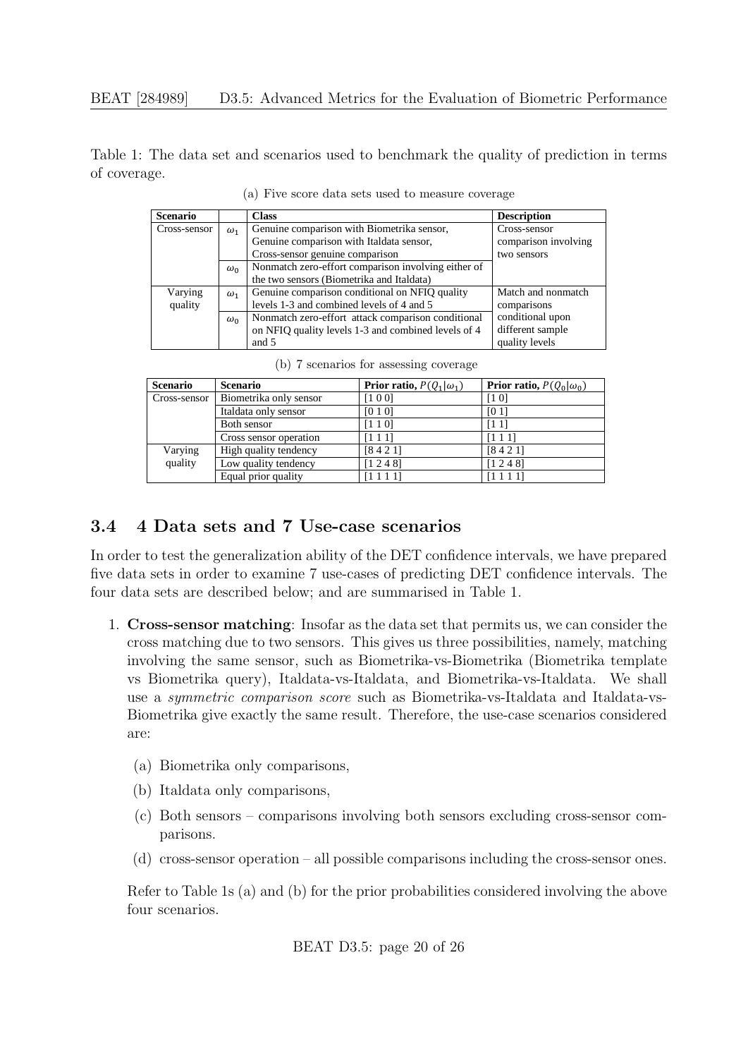Table 1: The data set and scenarios used to benchmark the quality of prediction in terms of coverage.

(a) Five score data sets used to measure coverage

| Scenario | | Class | Description |
|---|---|---|---|
| Cross-sensor | $\omega_1$ | Genuine comparison with Biometrika sensor, Genuine comparison with Italdata sensor, Cross-sensor genuine comparison | Cross-sensor comparison involving two sensors |
| | $\omega_0$ | Nonmatch zero-effort comparison involving either of the two sensors (Biometrika and Italdata) | |
| Varying quality | $\omega_1$ | Genuine comparison conditional on NFIQ quality levels 1-3 and combined levels of 4 and 5 | Match and nonmatch comparisons conditional upon different sample quality levels |
| | $\omega_0$ | Nonmatch zero-effort attack comparison conditional on NFIQ quality levels 1-3 and combined levels of 4 and 5 | |

(b) 7 scenarios for assessing coverage

| Scenario | Scenario | Prior ratio, $P(Q_1\|\omega_1)$ | Prior ratio, $P(Q_0\|\omega_0)$ |
|---|---|---|---|
| Cross-sensor | Biometrika only sensor | [1 0 0] | [1 0] |
| | Italdata only sensor | [0 1 0] | [0 1] |
| | Both sensor | [1 1 0] | [1 1] |
| | Cross sensor operation | [1 1 1] | [1 1 1] |
| Varying quality | High quality tendency | [8 4 2 1] | [8 4 2 1] |
| | Low quality tendency | [1 2 4 8] | [1 2 4 8] |
| | Equal prior quality | [1 1 1 1] | [1 1 1 1] |

### 3.4 4 Data sets and 7 Use-case scenarios

In order to test the generalization ability of the DET confidence intervals, we have prepared five data sets in order to examine 7 use-cases of predicting DET confidence intervals. The four data sets are described below; and are summarised in Table 1.

1. **Cross-sensor matching**: Insofar as the data set that permits us, we can consider the cross matching due to two sensors. This gives us three possibilities, namely, matching involving the same sensor, such as Biometrika-vs-Biometrika (Biometrika template vs Biometrika query), Italdata-vs-Italdata, and Biometrika-vs-Italdata. We shall use a *symmetric comparison score* such as Biometrika-vs-Italdata and Italdata-vs-Biometrika give exactly the same result. Therefore, the use-case scenarios considered are:

   (a) Biometrika only comparisons,

   (b) Italdata only comparisons,

   (c) Both sensors – comparisons involving both sensors excluding cross-sensor comparisons.

   (d) cross-sensor operation – all possible comparisons including the cross-sensor ones.

   Refer to Table 1s (a) and (b) for the prior probabilities considered involving the above four scenarios.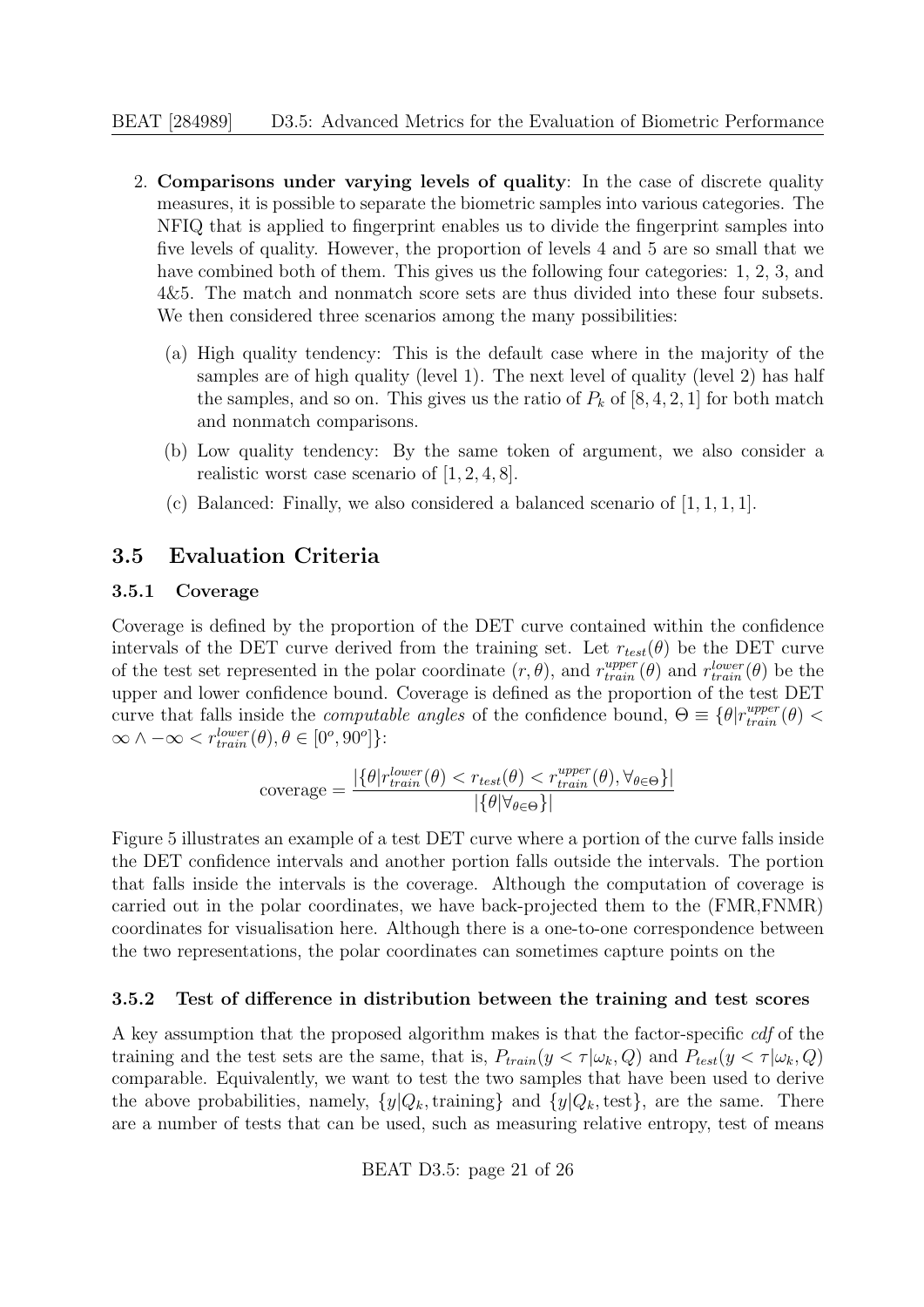2. **Comparisons under varying levels of quality**: In the case of discrete quality measures, it is possible to separate the biometric samples into various categories. The NFIQ that is applied to fingerprint enables us to divide the fingerprint samples into five levels of quality. However, the proportion of levels 4 and 5 are so small that we have combined both of them. This gives us the following four categories: 1, 2, 3, and 4&5. The match and nonmatch score sets are thus divided into these four subsets. We then considered three scenarios among the many possibilities:

   (a) High quality tendency: This is the default case where in the majority of the samples are of high quality (level 1). The next level of quality (level 2) has half the samples, and so on. This gives us the ratio of $P_k$ of $[8, 4, 2, 1]$ for both match and nonmatch comparisons.

   (b) Low quality tendency: By the same token of argument, we also consider a realistic worst case scenario of $[1, 2, 4, 8]$.

   (c) Balanced: Finally, we also considered a balanced scenario of $[1, 1, 1, 1]$.

## 3.5 Evaluation Criteria

### 3.5.1 Coverage

Coverage is defined by the proportion of the DET curve contained within the confidence intervals of the DET curve derived from the training set. Let $r_{test}(\theta)$ be the DET curve of the test set represented in the polar coordinate $(r, \theta)$, and $r_{train}^{upper}(\theta)$ and $r_{train}^{lower}(\theta)$ be the upper and lower confidence bound. Coverage is defined as the proportion of the test DET curve that falls inside the *computable angles* of the confidence bound, $\Theta \equiv \{\theta | r_{train}^{upper}(\theta) < \infty \wedge -\infty < r_{train}^{lower}(\theta), \theta \in [0^o, 90^o]\}$:

$$\text{coverage} = \frac{|\{\theta | r_{train}^{lower}(\theta) < r_{test}(\theta) < r_{train}^{upper}(\theta), \forall_{\theta \in \Theta}\}|}{|\{\theta | \forall_{\theta \in \Theta}\}|}$$

Figure 5 illustrates an example of a test DET curve where a portion of the curve falls inside the DET confidence intervals and another portion falls outside the intervals. The portion that falls inside the intervals is the coverage. Although the computation of coverage is carried out in the polar coordinates, we have back-projected them to the (FMR,FNMR) coordinates for visualisation here. Although there is a one-to-one correspondence between the two representations, the polar coordinates can sometimes capture points on the

### 3.5.2 Test of difference in distribution between the training and test scores

A key assumption that the proposed algorithm makes is that the factor-specific *cdf* of the training and the test sets are the same, that is, $P_{train}(y < \tau | \omega_k, Q)$ and $P_{test}(y < \tau | \omega_k, Q)$ comparable. Equivalently, we want to test the two samples that have been used to derive the above probabilities, namely, $\{y | Q_k, \text{training}\}$ and $\{y | Q_k, \text{test}\}$, are the same. There are a number of tests that can be used, such as measuring relative entropy, test of means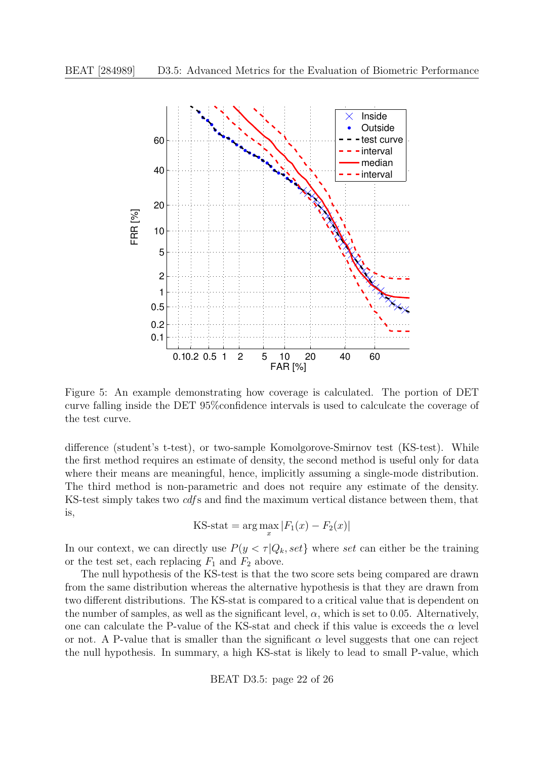Figure 5: An example demonstrating how coverage is calculated. The portion of DET curve falling inside the DET 95%confidence intervals is used to calculcate the coverage of the test curve.

difference (student's t-test), or two-sample Komolgorove-Smirnov test (KS-test). While the first method requires an estimate of density, the second method is useful only for data where their means are meaningful, hence, implicitly assuming a single-mode distribution. The third method is non-parametric and does not require any estimate of the density. KS-test simply takes two *cdf*s and find the maximum vertical distance between them, that is,

$$\text{KS-stat} = \arg\max_x |F_1(x) - F_2(x)|$$

In our context, we can directly use $P(y < \tau|Q_k, set\}$ where *set* can either be the training or the test set, each replacing $F_1$ and $F_2$ above.

The null hypothesis of the KS-test is that the two score sets being compared are drawn from the same distribution whereas the alternative hypothesis is that they are drawn from two different distributions. The KS-stat is compared to a critical value that is dependent on the number of samples, as well as the significant level, $\alpha$, which is set to 0.05. Alternatively, one can calculate the P-value of the KS-stat and check if this value is exceeds the $\alpha$ level or not. A P-value that is smaller than the significant $\alpha$ level suggests that one can reject the null hypothesis. In summary, a high KS-stat is likely to lead to small P-value, which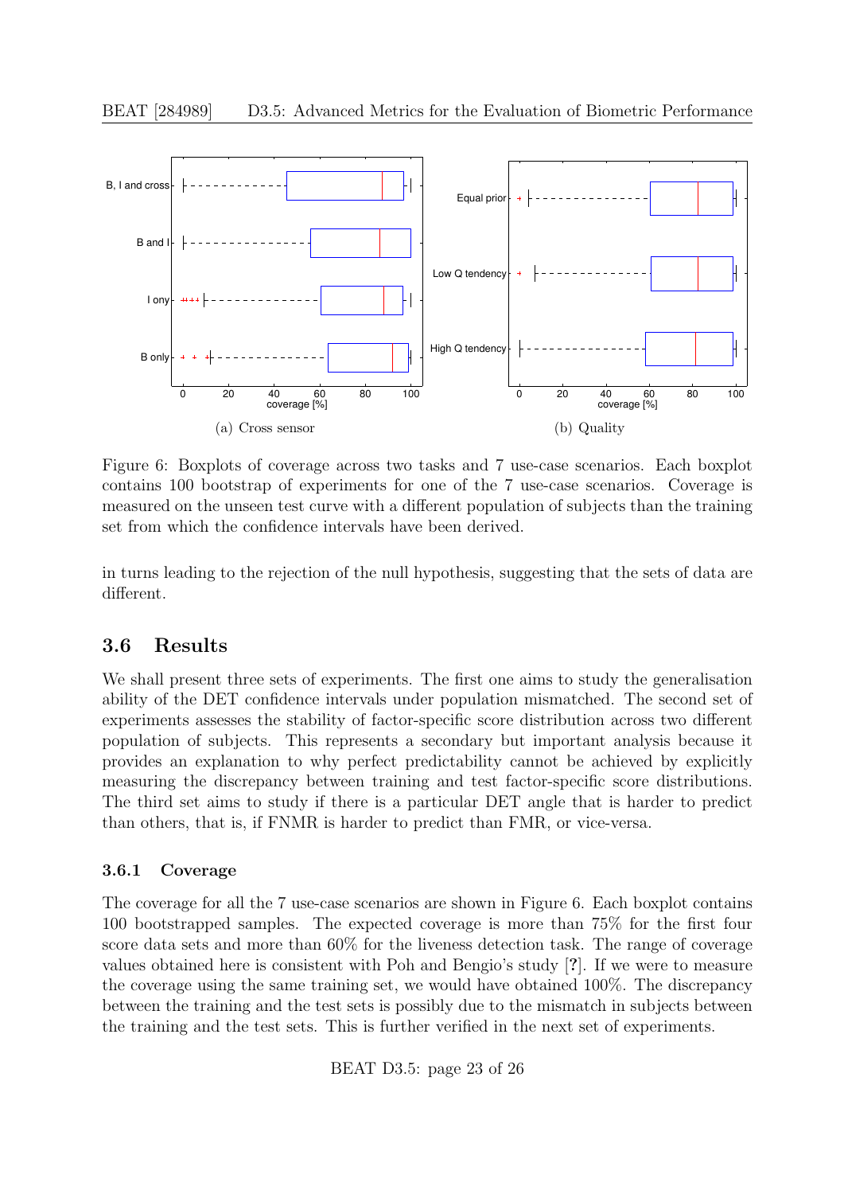Figure 6: Boxplots of coverage across two tasks and 7 use-case scenarios. Each boxplot contains 100 bootstrap of experiments for one of the 7 use-case scenarios. Coverage is measured on the unseen test curve with a different population of subjects than the training set from which the confidence intervals have been derived.

(a) Cross sensor

(b) Quality

in turns leading to the rejection of the null hypothesis, suggesting that the sets of data are different.

## 3.6 Results

We shall present three sets of experiments. The first one aims to study the generalisation ability of the DET confidence intervals under population mismatched. The second set of experiments assesses the stability of factor-specific score distribution across two different population of subjects. This represents a secondary but important analysis because it provides an explanation to why perfect predictability cannot be achieved by explicitly measuring the discrepancy between training and test factor-specific score distributions. The third set aims to study if there is a particular DET angle that is harder to predict than others, that is, if FNMR is harder to predict than FMR, or vice-versa.

### 3.6.1 Coverage

The coverage for all the 7 use-case scenarios are shown in Figure 6. Each boxplot contains 100 bootstrapped samples. The expected coverage is more than 75% for the first four score data sets and more than 60% for the liveness detection task. The range of coverage values obtained here is consistent with Poh and Bengio's study [?]. If we were to measure the coverage using the same training set, we would have obtained 100%. The discrepancy between the training and the test sets is possibly due to the mismatch in subjects between the training and the test sets. This is further verified in the next set of experiments.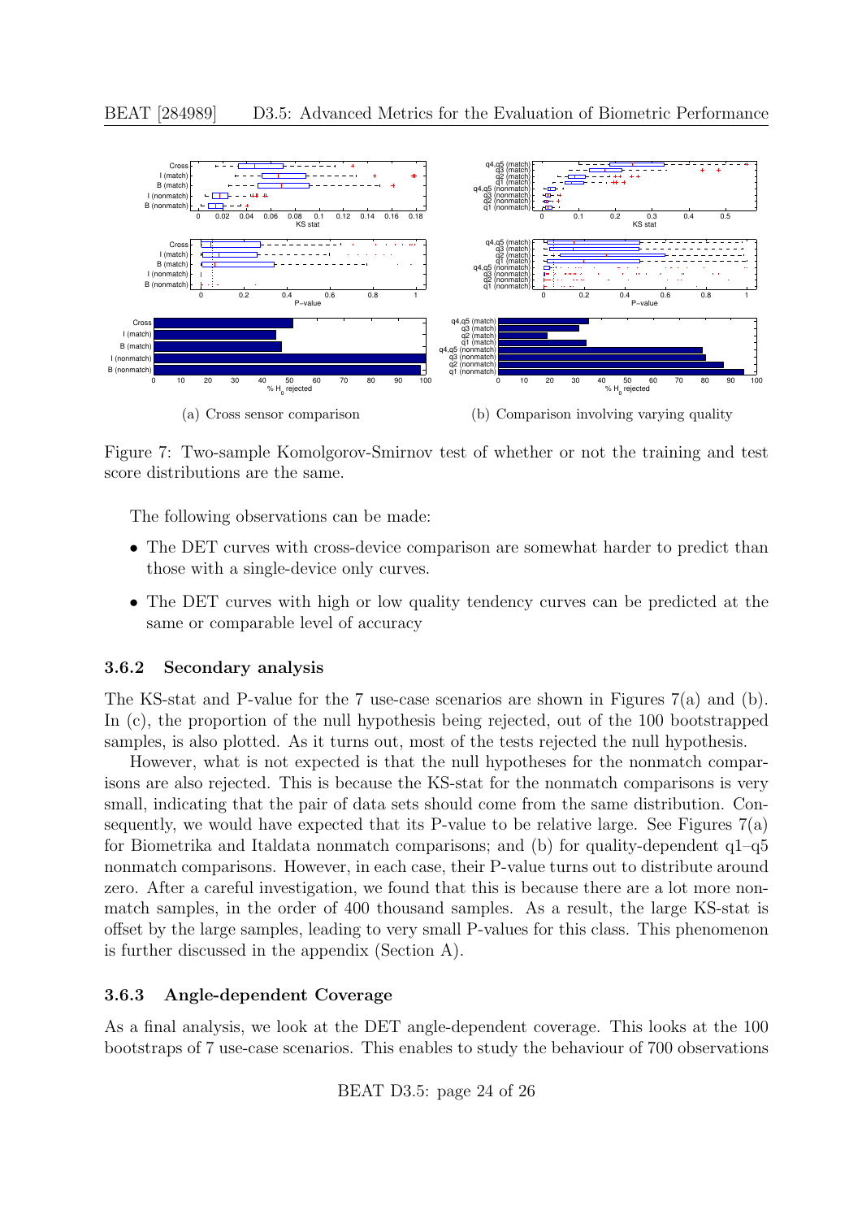(a) Cross sensor comparison

(b) Comparison involving varying quality

Figure 7: Two-sample Komolgorov-Smirnov test of whether or not the training and test score distributions are the same.

The following observations can be made:

- The DET curves with cross-device comparison are somewhat harder to predict than those with a single-device only curves.
- The DET curves with high or low quality tendency curves can be predicted at the same or comparable level of accuracy

### 3.6.2 Secondary analysis

The KS-stat and P-value for the 7 use-case scenarios are shown in Figures 7(a) and (b). In (c), the proportion of the null hypothesis being rejected, out of the 100 bootstrapped samples, is also plotted. As it turns out, most of the tests rejected the null hypothesis.

However, what is not expected is that the null hypotheses for the nonmatch comparisons are also rejected. This is because the KS-stat for the nonmatch comparisons is very small, indicating that the pair of data sets should come from the same distribution. Consequently, we would have expected that its P-value to be relative large. See Figures 7(a) for Biometrika and Italdata nonmatch comparisons; and (b) for quality-dependent q1–q5 nonmatch comparisons. However, in each case, their P-value turns out to distribute around zero. After a careful investigation, we found that this is because there are a lot more nonmatch samples, in the order of 400 thousand samples. As a result, the large KS-stat is offset by the large samples, leading to very small P-values for this class. This phenomenon is further discussed in the appendix (Section A).

### 3.6.3 Angle-dependent Coverage

As a final analysis, we look at the DET angle-dependent coverage. This looks at the 100 bootstraps of 7 use-case scenarios. This enables to study the behaviour of 700 observations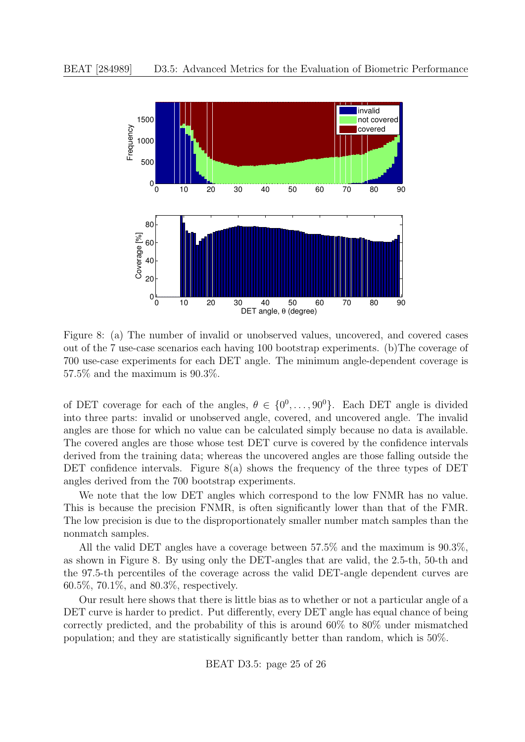Figure 8: (a) The number of invalid or unobserved values, uncovered, and covered cases out of the 7 use-case scenarios each having 100 bootstrap experiments. (b)The coverage of 700 use-case experiments for each DET angle. The minimum angle-dependent coverage is 57.5% and the maximum is 90.3%.

of DET coverage for each of the angles, $\theta \in \{0^0, \ldots, 90^0\}$. Each DET angle is divided into three parts: invalid or unobserved angle, covered, and uncovered angle. The invalid angles are those for which no value can be calculated simply because no data is available. The covered angles are those whose test DET curve is covered by the confidence intervals derived from the training data; whereas the uncovered angles are those falling outside the DET confidence intervals. Figure 8(a) shows the frequency of the three types of DET angles derived from the 700 bootstrap experiments.

We note that the low DET angles which correspond to the low FNMR has no value. This is because the precision FNMR, is often significantly lower than that of the FMR. The low precision is due to the disproportionately smaller number match samples than the nonmatch samples.

All the valid DET angles have a coverage between 57.5% and the maximum is 90.3%, as shown in Figure 8. By using only the DET-angles that are valid, the 2.5-th, 50-th and the 97.5-th percentiles of the coverage across the valid DET-angle dependent curves are 60.5%, 70.1%, and 80.3%, respectively.

Our result here shows that there is little bias as to whether or not a particular angle of a DET curve is harder to predict. Put differently, every DET angle has equal chance of being correctly predicted, and the probability of this is around 60% to 80% under mismatched population; and they are statistically significantly better than random, which is 50%.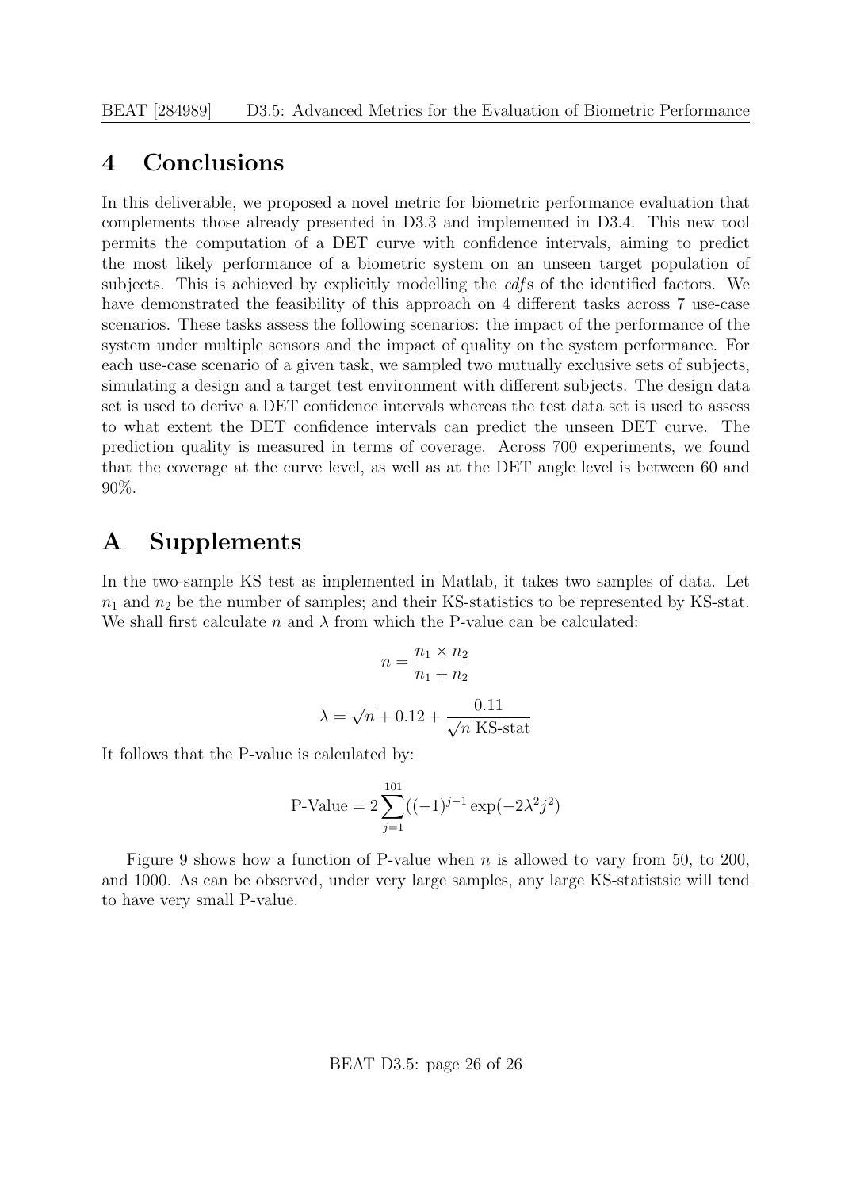# 4 Conclusions

In this deliverable, we proposed a novel metric for biometric performance evaluation that complements those already presented in D3.3 and implemented in D3.4. This new tool permits the computation of a DET curve with confidence intervals, aiming to predict the most likely performance of a biometric system on an unseen target population of subjects. This is achieved by explicitly modelling the *cdf*s of the identified factors. We have demonstrated the feasibility of this approach on 4 different tasks across 7 use-case scenarios. These tasks assess the following scenarios: the impact of the performance of the system under multiple sensors and the impact of quality on the system performance. For each use-case scenario of a given task, we sampled two mutually exclusive sets of subjects, simulating a design and a target test environment with different subjects. The design data set is used to derive a DET confidence intervals whereas the test data set is used to assess to what extent the DET confidence intervals can predict the unseen DET curve. The prediction quality is measured in terms of coverage. Across 700 experiments, we found that the coverage at the curve level, as well as at the DET angle level is between 60 and 90%.

# A Supplements

In the two-sample KS test as implemented in Matlab, it takes two samples of data. Let $n_1$ and $n_2$ be the number of samples; and their KS-statistics to be represented by KS-stat. We shall first calculate $n$ and $\lambda$ from which the P-value can be calculated:

$$n = \frac{n_1 \times n_2}{n_1 + n_2}$$

$$\lambda = \sqrt{n} + 0.12 + \frac{0.11}{\sqrt{n}\ \text{KS-stat}}$$

It follows that the P-value is calculated by:

$$\text{P-Value} = 2 \sum_{j=1}^{101} ((-1)^{j-1} \exp(-2\lambda^2 j^2)$$

Figure 9 shows how a function of P-value when $n$ is allowed to vary from 50, to 200, and 1000. As can be observed, under very large samples, any large KS-statistsic will tend to have very small P-value.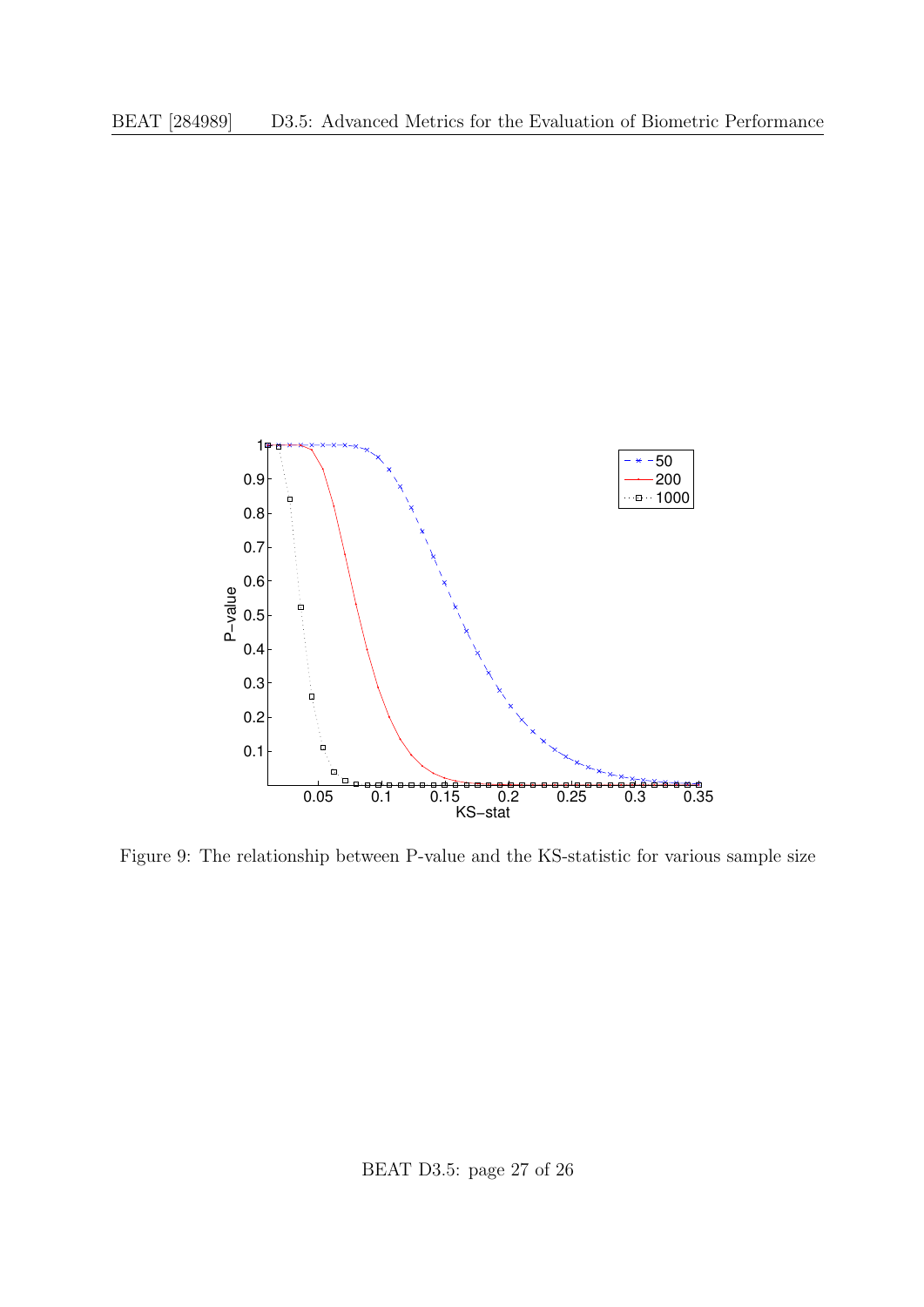P−value

1
0.9
0.8
0.7
0.6
0.5
0.4
0.3
0.2
0.1

KS−stat

0.05 0.1 0.15 0.2 0.25 0.3 0.35

50
200
1000

Figure 9: The relationship between P-value and the KS-statistic for various sample size